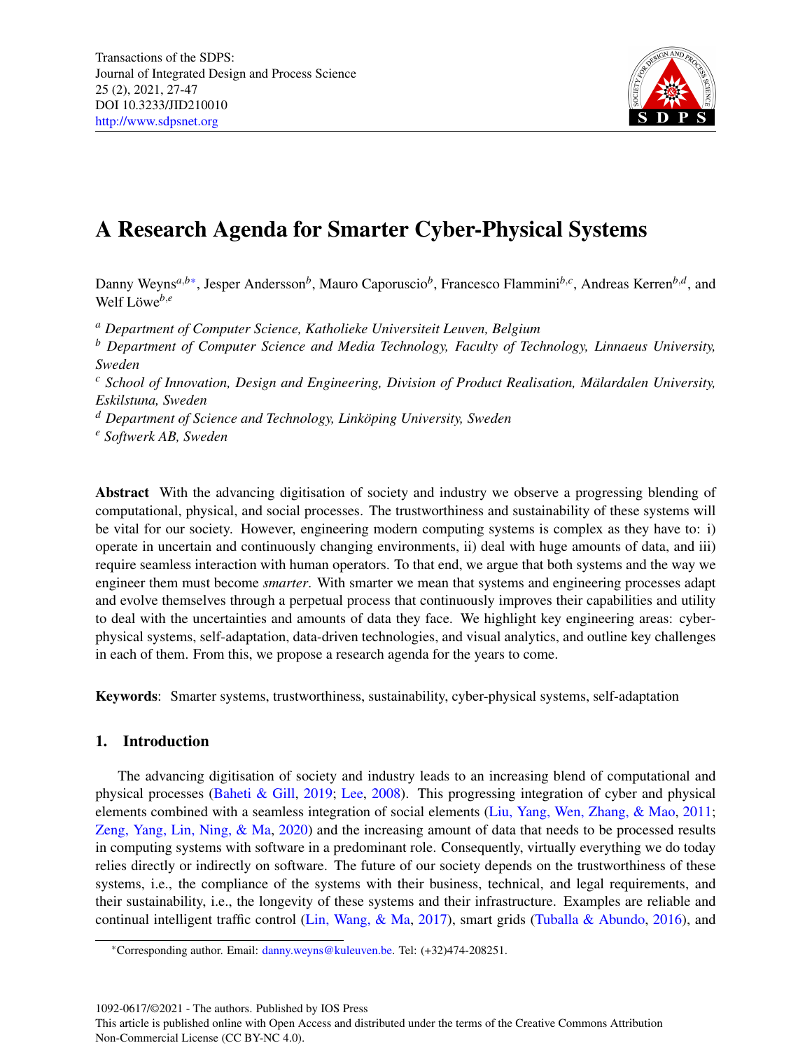# A Research Agenda for Smarter Cyber-Physical Systems

Danny Weyns[a,b*], Jesper Andersson[b], Mauro Caporuscio[b], Francesco Flammini[b,c], Andreas Kerren[b,d], and Welf Löwe[b,e]

[a] *Department of Computer Science, Katholieke Universiteit Leuven, Belgium*

[b] *Department of Computer Science and Media Technology, Faculty of Technology, Linnaeus University, Sweden*

[c] *School of Innovation, Design and Engineering, Division of Product Realisation, Mälardalen University, Eskilstuna, Sweden*

[d] *Department of Science and Technology, Linköping University, Sweden*

[e] *Softwerk AB, Sweden*

**Abstract** With the advancing digitisation of society and industry we observe a progressing blending of computational, physical, and social processes. The trustworthiness and sustainability of these systems will be vital for our society. However, engineering modern computing systems is complex as they have to: i) operate in uncertain and continuously changing environments, ii) deal with huge amounts of data, and iii) require seamless interaction with human operators. To that end, we argue that both systems and the way we engineer them must become *smarter*. With smarter we mean that systems and engineering processes adapt and evolve themselves through a perpetual process that continuously improves their capabilities and utility to deal with the uncertainties and amounts of data they face. We highlight key engineering areas: cyber-physical systems, self-adaptation, data-driven technologies, and visual analytics, and outline key challenges in each of them. From this, we propose a research agenda for the years to come.

**Keywords**: Smarter systems, trustworthiness, sustainability, cyber-physical systems, self-adaptation

## 1. Introduction

The advancing digitisation of society and industry leads to an increasing blend of computational and physical processes (Baheti & Gill, 2019; Lee, 2008). This progressing integration of cyber and physical elements combined with a seamless integration of social elements (Liu, Yang, Wen, Zhang, & Mao, 2011; Zeng, Yang, Lin, Ning, & Ma, 2020) and the increasing amount of data that needs to be processed results in computing systems with software in a predominant role. Consequently, virtually everything we do today relies directly or indirectly on software. The future of our society depends on the trustworthiness of these systems, i.e., the compliance of the systems with their business, technical, and legal requirements, and their sustainability, i.e., the longevity of these systems and their infrastructure. Examples are reliable and continual intelligent traffic control (Lin, Wang, & Ma, 2017), smart grids (Tuballa & Abundo, 2016), and

*Corresponding author. Email: danny.weyns@kuleuven.be. Tel: (+32)474-208251.

1092-0617/©2021 - The authors. Published by IOS Press
This article is published online with Open Access and distributed under the terms of the Creative Commons Attribution Non-Commercial License (CC BY-NC 4.0).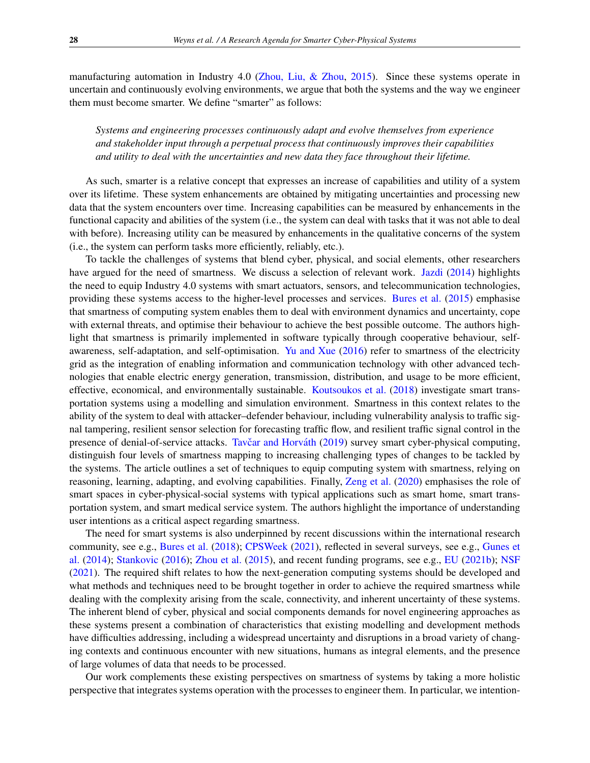manufacturing automation in Industry 4.0 (Zhou, Liu, & Zhou, 2015). Since these systems operate in uncertain and continuously evolving environments, we argue that both the systems and the way we engineer them must become smarter. We define "smarter" as follows:

> *Systems and engineering processes continuously adapt and evolve themselves from experience and stakeholder input through a perpetual process that continuously improves their capabilities and utility to deal with the uncertainties and new data they face throughout their lifetime.*

As such, smarter is a relative concept that expresses an increase of capabilities and utility of a system over its lifetime. These system enhancements are obtained by mitigating uncertainties and processing new data that the system encounters over time. Increasing capabilities can be measured by enhancements in the functional capacity and abilities of the system (i.e., the system can deal with tasks that it was not able to deal with before). Increasing utility can be measured by enhancements in the qualitative concerns of the system (i.e., the system can perform tasks more efficiently, reliably, etc.).

To tackle the challenges of systems that blend cyber, physical, and social elements, other researchers have argued for the need of smartness. We discuss a selection of relevant work. Jazdi (2014) highlights the need to equip Industry 4.0 systems with smart actuators, sensors, and telecommunication technologies, providing these systems access to the higher-level processes and services. Bures et al. (2015) emphasise that smartness of computing system enables them to deal with environment dynamics and uncertainty, cope with external threats, and optimise their behaviour to achieve the best possible outcome. The authors highlight that smartness is primarily implemented in software typically through cooperative behaviour, self-awareness, self-adaptation, and self-optimisation. Yu and Xue (2016) refer to smartness of the electricity grid as the integration of enabling information and communication technology with other advanced technologies that enable electric energy generation, transmission, distribution, and usage to be more efficient, effective, economical, and environmentally sustainable. Koutsoukos et al. (2018) investigate smart transportation systems using a modelling and simulation environment. Smartness in this context relates to the ability of the system to deal with attacker–defender behaviour, including vulnerability analysis to traffic signal tampering, resilient sensor selection for forecasting traffic flow, and resilient traffic signal control in the presence of denial-of-service attacks. Tavčar and Horváth (2019) survey smart cyber-physical computing, distinguish four levels of smartness mapping to increasing challenging types of changes to be tackled by the systems. The article outlines a set of techniques to equip computing system with smartness, relying on reasoning, learning, adapting, and evolving capabilities. Finally, Zeng et al. (2020) emphasises the role of smart spaces in cyber-physical-social systems with typical applications such as smart home, smart transportation system, and smart medical service system. The authors highlight the importance of understanding user intentions as a critical aspect regarding smartness.

The need for smart systems is also underpinned by recent discussions within the international research community, see e.g., Bures et al. (2018); CPSWeek (2021), reflected in several surveys, see e.g., Gunes et al. (2014); Stankovic (2016); Zhou et al. (2015), and recent funding programs, see e.g., EU (2021b); NSF (2021). The required shift relates to how the next-generation computing systems should be developed and what methods and techniques need to be brought together in order to achieve the required smartness while dealing with the complexity arising from the scale, connectivity, and inherent uncertainty of these systems. The inherent blend of cyber, physical and social components demands for novel engineering approaches as these systems present a combination of characteristics that existing modelling and development methods have difficulties addressing, including a widespread uncertainty and disruptions in a broad variety of changing contexts and continuous encounter with new situations, humans as integral elements, and the presence of large volumes of data that needs to be processed.

Our work complements these existing perspectives on smartness of systems by taking a more holistic perspective that integrates systems operation with the processes to engineer them. In particular, we intention-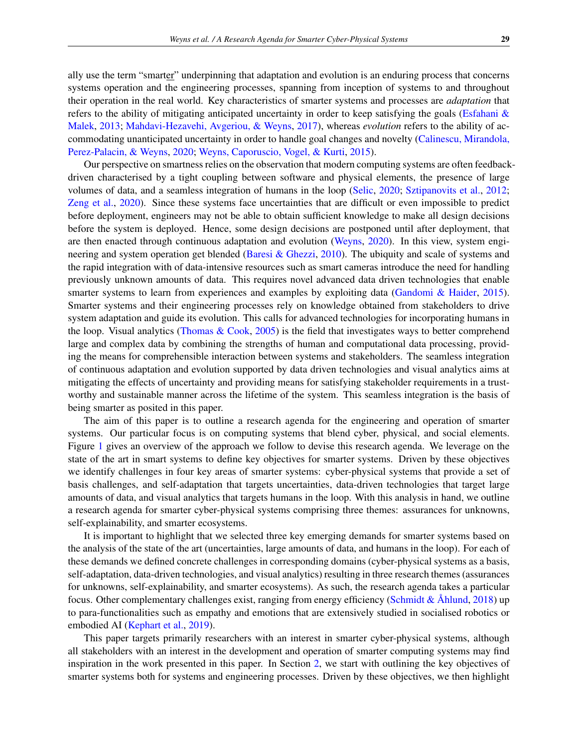ally use the term "smarter" underpinning that adaptation and evolution is an enduring process that concerns systems operation and the engineering processes, spanning from inception of systems to and throughout their operation in the real world. Key characteristics of smarter systems and processes are *adaptation* that refers to the ability of mitigating anticipated uncertainty in order to keep satisfying the goals (Esfahani & Malek, 2013; Mahdavi-Hezavehi, Avgeriou, & Weyns, 2017), whereas *evolution* refers to the ability of accommodating unanticipated uncertainty in order to handle goal changes and novelty (Calinescu, Mirandola, Perez-Palacin, & Weyns, 2020; Weyns, Caporuscio, Vogel, & Kurti, 2015).

Our perspective on smartness relies on the observation that modern computing systems are often feedback-driven characterised by a tight coupling between software and physical elements, the presence of large volumes of data, and a seamless integration of humans in the loop (Selic, 2020; Sztipanovits et al., 2012; Zeng et al., 2020). Since these systems face uncertainties that are difficult or even impossible to predict before deployment, engineers may not be able to obtain sufficient knowledge to make all design decisions before the system is deployed. Hence, some design decisions are postponed until after deployment, that are then enacted through continuous adaptation and evolution (Weyns, 2020). In this view, system engineering and system operation get blended (Baresi & Ghezzi, 2010). The ubiquity and scale of systems and the rapid integration with of data-intensive resources such as smart cameras introduce the need for handling previously unknown amounts of data. This requires novel advanced data driven technologies that enable smarter systems to learn from experiences and examples by exploiting data (Gandomi & Haider, 2015). Smarter systems and their engineering processes rely on knowledge obtained from stakeholders to drive system adaptation and guide its evolution. This calls for advanced technologies for incorporating humans in the loop. Visual analytics (Thomas & Cook, 2005) is the field that investigates ways to better comprehend large and complex data by combining the strengths of human and computational data processing, providing the means for comprehensible interaction between systems and stakeholders. The seamless integration of continuous adaptation and evolution supported by data driven technologies and visual analytics aims at mitigating the effects of uncertainty and providing means for satisfying stakeholder requirements in a trustworthy and sustainable manner across the lifetime of the system. This seamless integration is the basis of being smarter as posited in this paper.

The aim of this paper is to outline a research agenda for the engineering and operation of smarter systems. Our particular focus is on computing systems that blend cyber, physical, and social elements. Figure 1 gives an overview of the approach we follow to devise this research agenda. We leverage on the state of the art in smart systems to define key objectives for smarter systems. Driven by these objectives we identify challenges in four key areas of smarter systems: cyber-physical systems that provide a set of basis challenges, and self-adaptation that targets uncertainties, data-driven technologies that target large amounts of data, and visual analytics that targets humans in the loop. With this analysis in hand, we outline a research agenda for smarter cyber-physical systems comprising three themes: assurances for unknowns, self-explainability, and smarter ecosystems.

It is important to highlight that we selected three key emerging demands for smarter systems based on the analysis of the state of the art (uncertainties, large amounts of data, and humans in the loop). For each of these demands we defined concrete challenges in corresponding domains (cyber-physical systems as a basis, self-adaptation, data-driven technologies, and visual analytics) resulting in three research themes (assurances for unknowns, self-explainability, and smarter ecosystems). As such, the research agenda takes a particular focus. Other complementary challenges exist, ranging from energy efficiency (Schmidt & Åhlund, 2018) up to para-functionalities such as empathy and emotions that are extensively studied in socialised robotics or embodied AI (Kephart et al., 2019).

This paper targets primarily researchers with an interest in smarter cyber-physical systems, although all stakeholders with an interest in the development and operation of smarter computing systems may find inspiration in the work presented in this paper. In Section 2, we start with outlining the key objectives of smarter systems both for systems and engineering processes. Driven by these objectives, we then highlight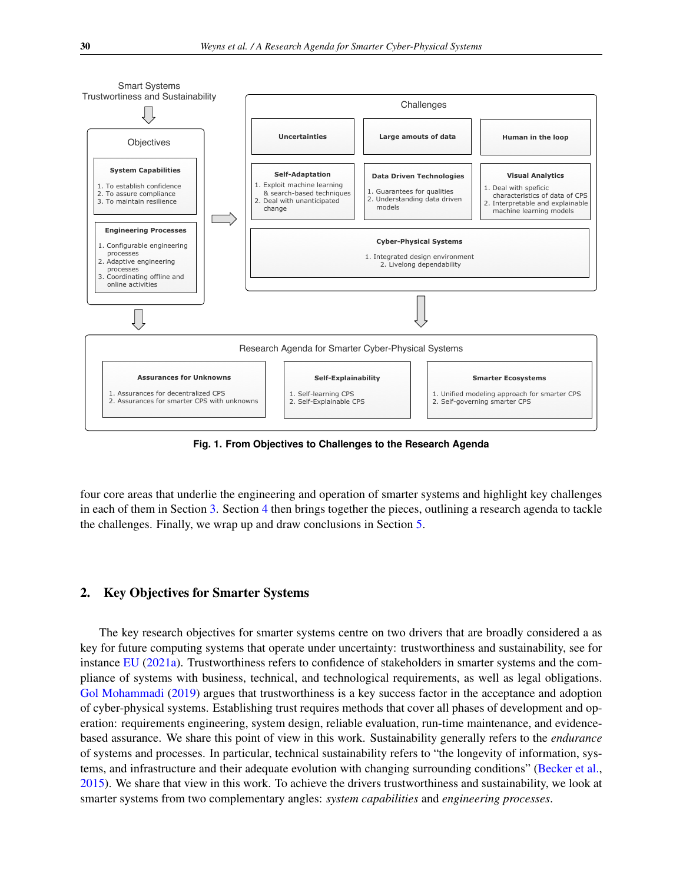Smart Systems
Trustworthiness and Sustainability

**Objectives**

**System Capabilities**

1. To establish confidence
2. To assure compliance
3. To maintain resilience

**Engineering Processes**

1. Configurable engineering processes
2. Adaptive engineering processes
3. Coordinating offline and online activities

**Challenges**

**Uncertainties** | **Large amouts of data** | **Human in the loop**

**Self-Adaptation**

1. Exploit machine learning & search-based techniques
2. Deal with unanticipated change

**Data Driven Technologies**

1. Guarantees for qualities
2. Understanding data driven models

**Visual Analytics**

1. Deal with speficic characteristics of data of CPS
2. Interpretable and explainable machine learning models

**Cyber-Physical Systems**

1. Integrated design environment
2. Livelong dependability

**Research Agenda for Smarter Cyber-Physical Systems**

**Assurances for Unknowns**

1. Assurances for decentralized CPS
2. Assurances for smarter CPS with unknowns

**Self-Explainability**

1. Self-learning CPS
2. Self-Explainable CPS

**Smarter Ecosystems**

1. Unified modeling approach for smarter CPS
2. Self-governing smarter CPS

**Fig. 1. From Objectives to Challenges to the Research Agenda**

four core areas that underlie the engineering and operation of smarter systems and highlight key challenges in each of them in Section 3. Section 4 then brings together the pieces, outlining a research agenda to tackle the challenges. Finally, we wrap up and draw conclusions in Section 5.

## 2. Key Objectives for Smarter Systems

The key research objectives for smarter systems centre on two drivers that are broadly considered a as key for future computing systems that operate under uncertainty: trustworthiness and sustainability, see for instance EU (2021a). Trustworthiness refers to confidence of stakeholders in smarter systems and the compliance of systems with business, technical, and technological requirements, as well as legal obligations. Gol Mohammadi (2019) argues that trustworthiness is a key success factor in the acceptance and adoption of cyber-physical systems. Establishing trust requires methods that cover all phases of development and operation: requirements engineering, system design, reliable evaluation, run-time maintenance, and evidence-based assurance. We share this point of view in this work. Sustainability generally refers to the *endurance* of systems and processes. In particular, technical sustainability refers to "the longevity of information, systems, and infrastructure and their adequate evolution with changing surrounding conditions" (Becker et al., 2015). We share that view in this work. To achieve the drivers trustworthiness and sustainability, we look at smarter systems from two complementary angles: *system capabilities* and *engineering processes*.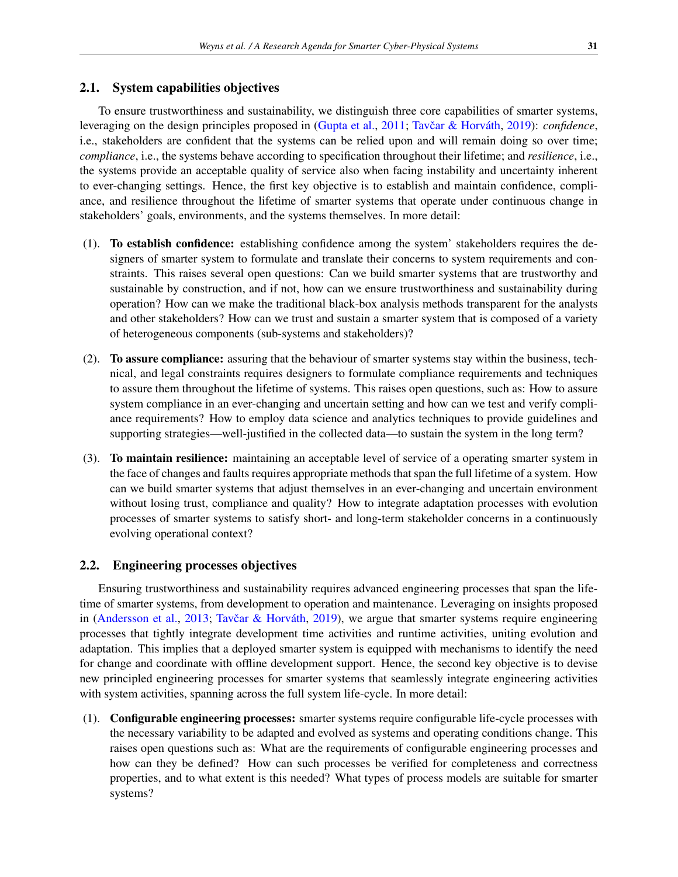### 2.1. System capabilities objectives

To ensure trustworthiness and sustainability, we distinguish three core capabilities of smarter systems, leveraging on the design principles proposed in (Gupta et al., 2011; Tavčar & Horváth, 2019): *confidence*, i.e., stakeholders are confident that the systems can be relied upon and will remain doing so over time; *compliance*, i.e., the systems behave according to specification throughout their lifetime; and *resilience*, i.e., the systems provide an acceptable quality of service also when facing instability and uncertainty inherent to ever-changing settings. Hence, the first key objective is to establish and maintain confidence, compliance, and resilience throughout the lifetime of smarter systems that operate under continuous change in stakeholders' goals, environments, and the systems themselves. In more detail:

(1). **To establish confidence:** establishing confidence among the system' stakeholders requires the designers of smarter system to formulate and translate their concerns to system requirements and constraints. This raises several open questions: Can we build smarter systems that are trustworthy and sustainable by construction, and if not, how can we ensure trustworthiness and sustainability during operation? How can we make the traditional black-box analysis methods transparent for the analysts and other stakeholders? How can we trust and sustain a smarter system that is composed of a variety of heterogeneous components (sub-systems and stakeholders)?

(2). **To assure compliance:** assuring that the behaviour of smarter systems stay within the business, technical, and legal constraints requires designers to formulate compliance requirements and techniques to assure them throughout the lifetime of systems. This raises open questions, such as: How to assure system compliance in an ever-changing and uncertain setting and how can we test and verify compliance requirements? How to employ data science and analytics techniques to provide guidelines and supporting strategies—well-justified in the collected data—to sustain the system in the long term?

(3). **To maintain resilience:** maintaining an acceptable level of service of a operating smarter system in the face of changes and faults requires appropriate methods that span the full lifetime of a system. How can we build smarter systems that adjust themselves in an ever-changing and uncertain environment without losing trust, compliance and quality? How to integrate adaptation processes with evolution processes of smarter systems to satisfy short- and long-term stakeholder concerns in a continuously evolving operational context?

### 2.2. Engineering processes objectives

Ensuring trustworthiness and sustainability requires advanced engineering processes that span the lifetime of smarter systems, from development to operation and maintenance. Leveraging on insights proposed in (Andersson et al., 2013; Tavčar & Horváth, 2019), we argue that smarter systems require engineering processes that tightly integrate development time activities and runtime activities, uniting evolution and adaptation. This implies that a deployed smarter system is equipped with mechanisms to identify the need for change and coordinate with offline development support. Hence, the second key objective is to devise new principled engineering processes for smarter systems that seamlessly integrate engineering activities with system activities, spanning across the full system life-cycle. In more detail:

(1). **Configurable engineering processes:** smarter systems require configurable life-cycle processes with the necessary variability to be adapted and evolved as systems and operating conditions change. This raises open questions such as: What are the requirements of configurable engineering processes and how can they be defined? How can such processes be verified for completeness and correctness properties, and to what extent is this needed? What types of process models are suitable for smarter systems?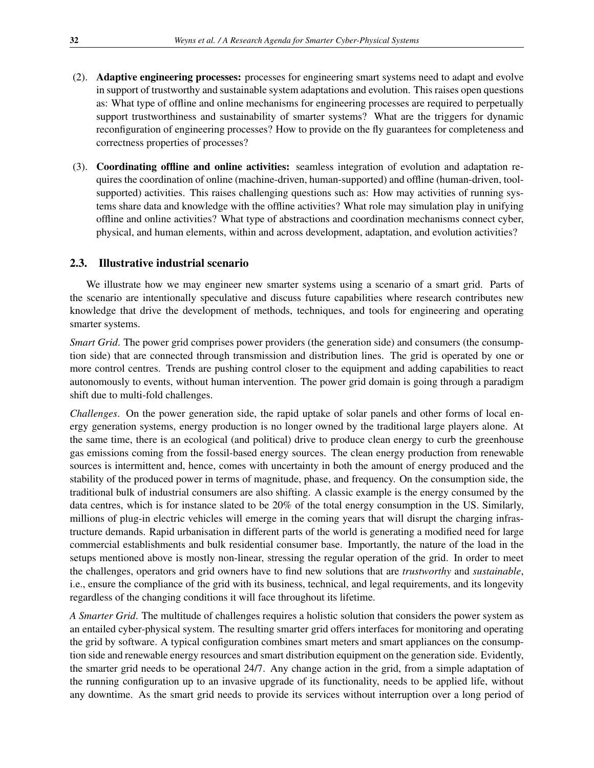(2). **Adaptive engineering processes:** processes for engineering smart systems need to adapt and evolve in support of trustworthy and sustainable system adaptations and evolution. This raises open questions as: What type of offline and online mechanisms for engineering processes are required to perpetually support trustworthiness and sustainability of smarter systems? What are the triggers for dynamic reconfiguration of engineering processes? How to provide on the fly guarantees for completeness and correctness properties of processes?

(3). **Coordinating offline and online activities:** seamless integration of evolution and adaptation requires the coordination of online (machine-driven, human-supported) and offline (human-driven, tool-supported) activities. This raises challenging questions such as: How may activities of running systems share data and knowledge with the offline activities? What role may simulation play in unifying offline and online activities? What type of abstractions and coordination mechanisms connect cyber, physical, and human elements, within and across development, adaptation, and evolution activities?

### 2.3. Illustrative industrial scenario

We illustrate how we may engineer new smarter systems using a scenario of a smart grid. Parts of the scenario are intentionally speculative and discuss future capabilities where research contributes new knowledge that drive the development of methods, techniques, and tools for engineering and operating smarter systems.

*Smart Grid*. The power grid comprises power providers (the generation side) and consumers (the consumption side) that are connected through transmission and distribution lines. The grid is operated by one or more control centres. Trends are pushing control closer to the equipment and adding capabilities to react autonomously to events, without human intervention. The power grid domain is going through a paradigm shift due to multi-fold challenges.

*Challenges*. On the power generation side, the rapid uptake of solar panels and other forms of local energy generation systems, energy production is no longer owned by the traditional large players alone. At the same time, there is an ecological (and political) drive to produce clean energy to curb the greenhouse gas emissions coming from the fossil-based energy sources. The clean energy production from renewable sources is intermittent and, hence, comes with uncertainty in both the amount of energy produced and the stability of the produced power in terms of magnitude, phase, and frequency. On the consumption side, the traditional bulk of industrial consumers are also shifting. A classic example is the energy consumed by the data centres, which is for instance slated to be 20% of the total energy consumption in the US. Similarly, millions of plug-in electric vehicles will emerge in the coming years that will disrupt the charging infrastructure demands. Rapid urbanisation in different parts of the world is generating a modified need for large commercial establishments and bulk residential consumer base. Importantly, the nature of the load in the setups mentioned above is mostly non-linear, stressing the regular operation of the grid. In order to meet the challenges, operators and grid owners have to find new solutions that are *trustworthy* and *sustainable*, i.e., ensure the compliance of the grid with its business, technical, and legal requirements, and its longevity regardless of the changing conditions it will face throughout its lifetime.

*A Smarter Grid*. The multitude of challenges requires a holistic solution that considers the power system as an entailed cyber-physical system. The resulting smarter grid offers interfaces for monitoring and operating the grid by software. A typical configuration combines smart meters and smart appliances on the consumption side and renewable energy resources and smart distribution equipment on the generation side. Evidently, the smarter grid needs to be operational 24/7. Any change action in the grid, from a simple adaptation of the running configuration up to an invasive upgrade of its functionality, needs to be applied life, without any downtime. As the smart grid needs to provide its services without interruption over a long period of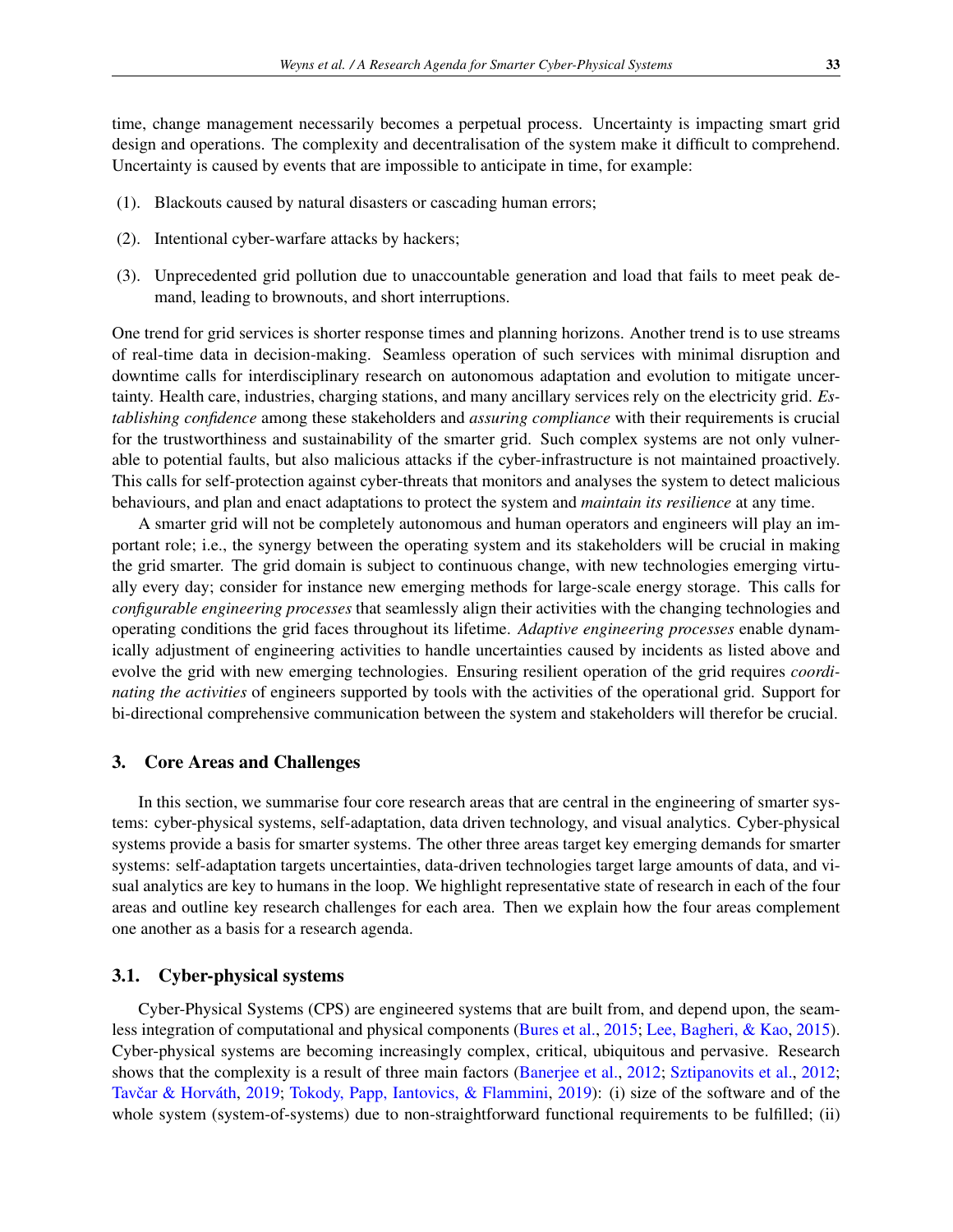time, change management necessarily becomes a perpetual process. Uncertainty is impacting smart grid design and operations. The complexity and decentralisation of the system make it difficult to comprehend. Uncertainty is caused by events that are impossible to anticipate in time, for example:

(1). Blackouts caused by natural disasters or cascading human errors;

(2). Intentional cyber-warfare attacks by hackers;

(3). Unprecedented grid pollution due to unaccountable generation and load that fails to meet peak demand, leading to brownouts, and short interruptions.

One trend for grid services is shorter response times and planning horizons. Another trend is to use streams of real-time data in decision-making. Seamless operation of such services with minimal disruption and downtime calls for interdisciplinary research on autonomous adaptation and evolution to mitigate uncertainty. Health care, industries, charging stations, and many ancillary services rely on the electricity grid. *Establishing confidence* among these stakeholders and *assuring compliance* with their requirements is crucial for the trustworthiness and sustainability of the smarter grid. Such complex systems are not only vulnerable to potential faults, but also malicious attacks if the cyber-infrastructure is not maintained proactively. This calls for self-protection against cyber-threats that monitors and analyses the system to detect malicious behaviours, and plan and enact adaptations to protect the system and *maintain its resilience* at any time.

A smarter grid will not be completely autonomous and human operators and engineers will play an important role; i.e., the synergy between the operating system and its stakeholders will be crucial in making the grid smarter. The grid domain is subject to continuous change, with new technologies emerging virtually every day; consider for instance new emerging methods for large-scale energy storage. This calls for *configurable engineering processes* that seamlessly align their activities with the changing technologies and operating conditions the grid faces throughout its lifetime. *Adaptive engineering processes* enable dynamically adjustment of engineering activities to handle uncertainties caused by incidents as listed above and evolve the grid with new emerging technologies. Ensuring resilient operation of the grid requires *coordinating the activities* of engineers supported by tools with the activities of the operational grid. Support for bi-directional comprehensive communication between the system and stakeholders will therefor be crucial.

## 3. Core Areas and Challenges

In this section, we summarise four core research areas that are central in the engineering of smarter systems: cyber-physical systems, self-adaptation, data driven technology, and visual analytics. Cyber-physical systems provide a basis for smarter systems. The other three areas target key emerging demands for smarter systems: self-adaptation targets uncertainties, data-driven technologies target large amounts of data, and visual analytics are key to humans in the loop. We highlight representative state of research in each of the four areas and outline key research challenges for each area. Then we explain how the four areas complement one another as a basis for a research agenda.

### 3.1. Cyber-physical systems

Cyber-Physical Systems (CPS) are engineered systems that are built from, and depend upon, the seamless integration of computational and physical components (Bures et al., 2015; Lee, Bagheri, & Kao, 2015). Cyber-physical systems are becoming increasingly complex, critical, ubiquitous and pervasive. Research shows that the complexity is a result of three main factors (Banerjee et al., 2012; Sztipanovits et al., 2012; Tavčar & Horváth, 2019; Tokody, Papp, Iantovics, & Flammini, 2019): (i) size of the software and of the whole system (system-of-systems) due to non-straightforward functional requirements to be fulfilled; (ii)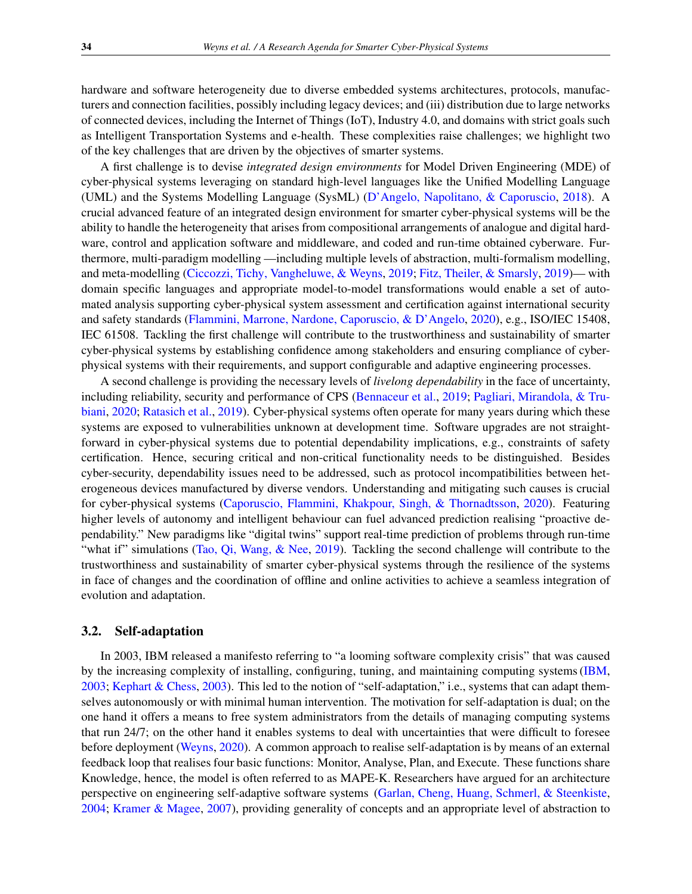hardware and software heterogeneity due to diverse embedded systems architectures, protocols, manufacturers and connection facilities, possibly including legacy devices; and (iii) distribution due to large networks of connected devices, including the Internet of Things (IoT), Industry 4.0, and domains with strict goals such as Intelligent Transportation Systems and e-health. These complexities raise challenges; we highlight two of the key challenges that are driven by the objectives of smarter systems.

A first challenge is to devise *integrated design environments* for Model Driven Engineering (MDE) of cyber-physical systems leveraging on standard high-level languages like the Unified Modelling Language (UML) and the Systems Modelling Language (SysML) (D'Angelo, Napolitano, & Caporuscio, 2018). A crucial advanced feature of an integrated design environment for smarter cyber-physical systems will be the ability to handle the heterogeneity that arises from compositional arrangements of analogue and digital hardware, control and application software and middleware, and coded and run-time obtained cyberware. Furthermore, multi-paradigm modelling —including multiple levels of abstraction, multi-formalism modelling, and meta-modelling (Ciccozzi, Tichy, Vangheluwe, & Weyns, 2019; Fitz, Theiler, & Smarsly, 2019)— with domain specific languages and appropriate model-to-model transformations would enable a set of automated analysis supporting cyber-physical system assessment and certification against international security and safety standards (Flammini, Marrone, Nardone, Caporuscio, & D'Angelo, 2020), e.g., ISO/IEC 15408, IEC 61508. Tackling the first challenge will contribute to the trustworthiness and sustainability of smarter cyber-physical systems by establishing confidence among stakeholders and ensuring compliance of cyber-physical systems with their requirements, and support configurable and adaptive engineering processes.

A second challenge is providing the necessary levels of *livelong dependability* in the face of uncertainty, including reliability, security and performance of CPS (Bennaceur et al., 2019; Pagliari, Mirandola, & Trubiani, 2020; Ratasich et al., 2019). Cyber-physical systems often operate for many years during which these systems are exposed to vulnerabilities unknown at development time. Software upgrades are not straightforward in cyber-physical systems due to potential dependability implications, e.g., constraints of safety certification. Hence, securing critical and non-critical functionality needs to be distinguished. Besides cyber-security, dependability issues need to be addressed, such as protocol incompatibilities between heterogeneous devices manufactured by diverse vendors. Understanding and mitigating such causes is crucial for cyber-physical systems (Caporuscio, Flammini, Khakpour, Singh, & Thornadtsson, 2020). Featuring higher levels of autonomy and intelligent behaviour can fuel advanced prediction realising "proactive dependability." New paradigms like "digital twins" support real-time prediction of problems through run-time "what if" simulations (Tao, Qi, Wang, & Nee, 2019). Tackling the second challenge will contribute to the trustworthiness and sustainability of smarter cyber-physical systems through the resilience of the systems in face of changes and the coordination of offline and online activities to achieve a seamless integration of evolution and adaptation.

### 3.2. Self-adaptation

In 2003, IBM released a manifesto referring to "a looming software complexity crisis" that was caused by the increasing complexity of installing, configuring, tuning, and maintaining computing systems (IBM, 2003; Kephart & Chess, 2003). This led to the notion of "self-adaptation," i.e., systems that can adapt themselves autonomously or with minimal human intervention. The motivation for self-adaptation is dual; on the one hand it offers a means to free system administrators from the details of managing computing systems that run 24/7; on the other hand it enables systems to deal with uncertainties that were difficult to foresee before deployment (Weyns, 2020). A common approach to realise self-adaptation is by means of an external feedback loop that realises four basic functions: Monitor, Analyse, Plan, and Execute. These functions share Knowledge, hence, the model is often referred to as MAPE-K. Researchers have argued for an architecture perspective on engineering self-adaptive software systems (Garlan, Cheng, Huang, Schmerl, & Steenkiste, 2004; Kramer & Magee, 2007), providing generality of concepts and an appropriate level of abstraction to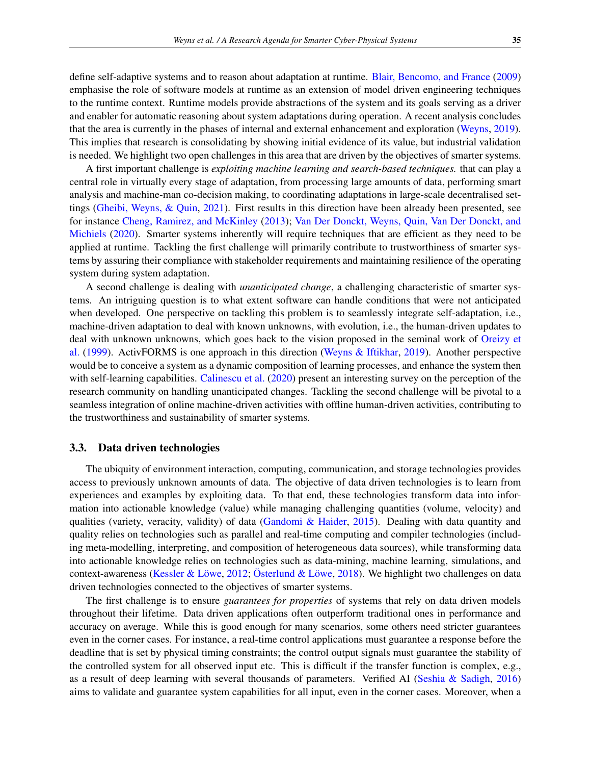define self-adaptive systems and to reason about adaptation at runtime. Blair, Bencomo, and France (2009) emphasise the role of software models at runtime as an extension of model driven engineering techniques to the runtime context. Runtime models provide abstractions of the system and its goals serving as a driver and enabler for automatic reasoning about system adaptations during operation. A recent analysis concludes that the area is currently in the phases of internal and external enhancement and exploration (Weyns, 2019). This implies that research is consolidating by showing initial evidence of its value, but industrial validation is needed. We highlight two open challenges in this area that are driven by the objectives of smarter systems.

A first important challenge is *exploiting machine learning and search-based techniques.* that can play a central role in virtually every stage of adaptation, from processing large amounts of data, performing smart analysis and machine-man co-decision making, to coordinating adaptations in large-scale decentralised settings (Gheibi, Weyns, & Quin, 2021). First results in this direction have been already been presented, see for instance Cheng, Ramirez, and McKinley (2013); Van Der Donckt, Weyns, Quin, Van Der Donckt, and Michiels (2020). Smarter systems inherently will require techniques that are efficient as they need to be applied at runtime. Tackling the first challenge will primarily contribute to trustworthiness of smarter systems by assuring their compliance with stakeholder requirements and maintaining resilience of the operating system during system adaptation.

A second challenge is dealing with *unanticipated change*, a challenging characteristic of smarter systems. An intriguing question is to what extent software can handle conditions that were not anticipated when developed. One perspective on tackling this problem is to seamlessly integrate self-adaptation, i.e., machine-driven adaptation to deal with known unknowns, with evolution, i.e., the human-driven updates to deal with unknown unknowns, which goes back to the vision proposed in the seminal work of Oreizy et al. (1999). ActivFORMS is one approach in this direction (Weyns & Iftikhar, 2019). Another perspective would be to conceive a system as a dynamic composition of learning processes, and enhance the system then with self-learning capabilities. Calinescu et al. (2020) present an interesting survey on the perception of the research community on handling unanticipated changes. Tackling the second challenge will be pivotal to a seamless integration of online machine-driven activities with offline human-driven activities, contributing to the trustworthiness and sustainability of smarter systems.

### 3.3. Data driven technologies

The ubiquity of environment interaction, computing, communication, and storage technologies provides access to previously unknown amounts of data. The objective of data driven technologies is to learn from experiences and examples by exploiting data. To that end, these technologies transform data into information into actionable knowledge (value) while managing challenging quantities (volume, velocity) and qualities (variety, veracity, validity) of data (Gandomi & Haider, 2015). Dealing with data quantity and quality relies on technologies such as parallel and real-time computing and compiler technologies (including meta-modelling, interpreting, and composition of heterogeneous data sources), while transforming data into actionable knowledge relies on technologies such as data-mining, machine learning, simulations, and context-awareness (Kessler & Löwe, 2012; Österlund & Löwe, 2018). We highlight two challenges on data driven technologies connected to the objectives of smarter systems.

The first challenge is to ensure *guarantees for properties* of systems that rely on data driven models throughout their lifetime. Data driven applications often outperform traditional ones in performance and accuracy on average. While this is good enough for many scenarios, some others need stricter guarantees even in the corner cases. For instance, a real-time control applications must guarantee a response before the deadline that is set by physical timing constraints; the control output signals must guarantee the stability of the controlled system for all observed input etc. This is difficult if the transfer function is complex, e.g., as a result of deep learning with several thousands of parameters. Verified AI (Seshia & Sadigh, 2016) aims to validate and guarantee system capabilities for all input, even in the corner cases. Moreover, when a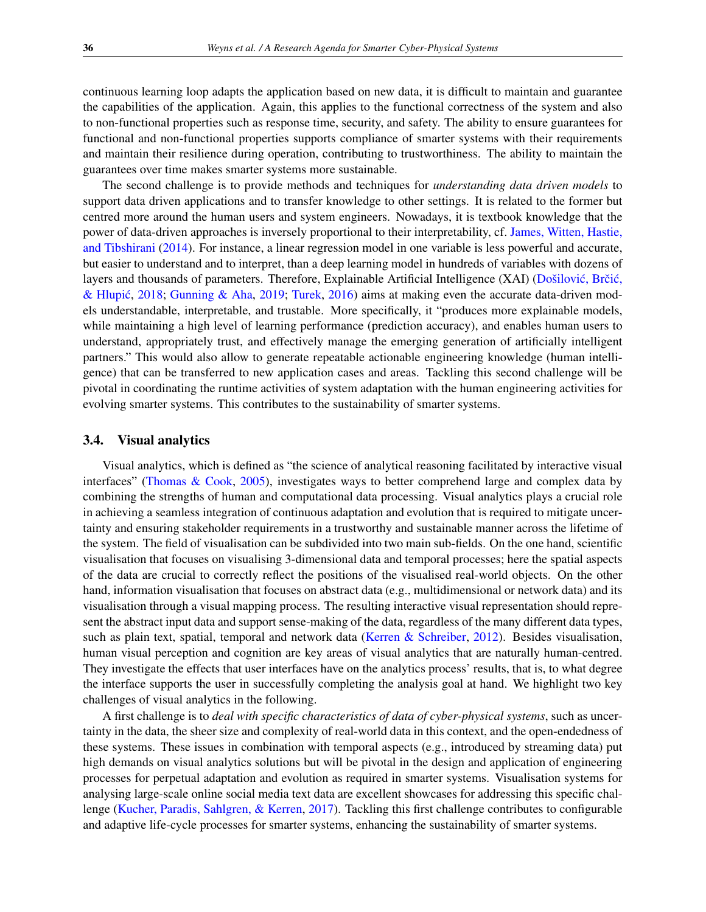continuous learning loop adapts the application based on new data, it is difficult to maintain and guarantee the capabilities of the application. Again, this applies to the functional correctness of the system and also to non-functional properties such as response time, security, and safety. The ability to ensure guarantees for functional and non-functional properties supports compliance of smarter systems with their requirements and maintain their resilience during operation, contributing to trustworthiness. The ability to maintain the guarantees over time makes smarter systems more sustainable.

The second challenge is to provide methods and techniques for *understanding data driven models* to support data driven applications and to transfer knowledge to other settings. It is related to the former but centred more around the human users and system engineers. Nowadays, it is textbook knowledge that the power of data-driven approaches is inversely proportional to their interpretability, cf. James, Witten, Hastie, and Tibshirani (2014). For instance, a linear regression model in one variable is less powerful and accurate, but easier to understand and to interpret, than a deep learning model in hundreds of variables with dozens of layers and thousands of parameters. Therefore, Explainable Artificial Intelligence (XAI) (Došilović, Brčić, & Hlupić, 2018; Gunning & Aha, 2019; Turek, 2016) aims at making even the accurate data-driven models understandable, interpretable, and trustable. More specifically, it "produces more explainable models, while maintaining a high level of learning performance (prediction accuracy), and enables human users to understand, appropriately trust, and effectively manage the emerging generation of artificially intelligent partners." This would also allow to generate repeatable actionable engineering knowledge (human intelligence) that can be transferred to new application cases and areas. Tackling this second challenge will be pivotal in coordinating the runtime activities of system adaptation with the human engineering activities for evolving smarter systems. This contributes to the sustainability of smarter systems.

### 3.4. Visual analytics

Visual analytics, which is defined as "the science of analytical reasoning facilitated by interactive visual interfaces" (Thomas & Cook, 2005), investigates ways to better comprehend large and complex data by combining the strengths of human and computational data processing. Visual analytics plays a crucial role in achieving a seamless integration of continuous adaptation and evolution that is required to mitigate uncertainty and ensuring stakeholder requirements in a trustworthy and sustainable manner across the lifetime of the system. The field of visualisation can be subdivided into two main sub-fields. On the one hand, scientific visualisation that focuses on visualising 3-dimensional data and temporal processes; here the spatial aspects of the data are crucial to correctly reflect the positions of the visualised real-world objects. On the other hand, information visualisation that focuses on abstract data (e.g., multidimensional or network data) and its visualisation through a visual mapping process. The resulting interactive visual representation should represent the abstract input data and support sense-making of the data, regardless of the many different data types, such as plain text, spatial, temporal and network data (Kerren & Schreiber, 2012). Besides visualisation, human visual perception and cognition are key areas of visual analytics that are naturally human-centred. They investigate the effects that user interfaces have on the analytics process' results, that is, to what degree the interface supports the user in successfully completing the analysis goal at hand. We highlight two key challenges of visual analytics in the following.

A first challenge is to *deal with specific characteristics of data of cyber-physical systems*, such as uncertainty in the data, the sheer size and complexity of real-world data in this context, and the open-endedness of these systems. These issues in combination with temporal aspects (e.g., introduced by streaming data) put high demands on visual analytics solutions but will be pivotal in the design and application of engineering processes for perpetual adaptation and evolution as required in smarter systems. Visualisation systems for analysing large-scale online social media text data are excellent showcases for addressing this specific challenge (Kucher, Paradis, Sahlgren, & Kerren, 2017). Tackling this first challenge contributes to configurable and adaptive life-cycle processes for smarter systems, enhancing the sustainability of smarter systems.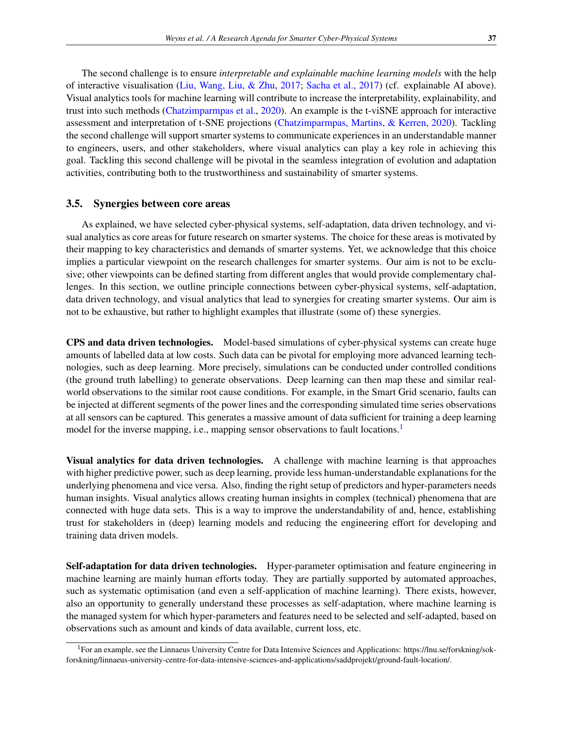The second challenge is to ensure *interpretable and explainable machine learning models* with the help of interactive visualisation (Liu, Wang, Liu, & Zhu, 2017; Sacha et al., 2017) (cf. explainable AI above). Visual analytics tools for machine learning will contribute to increase the interpretability, explainability, and trust into such methods (Chatzimparmpas et al., 2020). An example is the t-viSNE approach for interactive assessment and interpretation of t-SNE projections (Chatzimparmpas, Martins, & Kerren, 2020). Tackling the second challenge will support smarter systems to communicate experiences in an understandable manner to engineers, users, and other stakeholders, where visual analytics can play a key role in achieving this goal. Tackling this second challenge will be pivotal in the seamless integration of evolution and adaptation activities, contributing both to the trustworthiness and sustainability of smarter systems.

### 3.5. Synergies between core areas

As explained, we have selected cyber-physical systems, self-adaptation, data driven technology, and visual analytics as core areas for future research on smarter systems. The choice for these areas is motivated by their mapping to key characteristics and demands of smarter systems. Yet, we acknowledge that this choice implies a particular viewpoint on the research challenges for smarter systems. Our aim is not to be exclusive; other viewpoints can be defined starting from different angles that would provide complementary challenges. In this section, we outline principle connections between cyber-physical systems, self-adaptation, data driven technology, and visual analytics that lead to synergies for creating smarter systems. Our aim is not to be exhaustive, but rather to highlight examples that illustrate (some of) these synergies.

**CPS and data driven technologies.** Model-based simulations of cyber-physical systems can create huge amounts of labelled data at low costs. Such data can be pivotal for employing more advanced learning technologies, such as deep learning. More precisely, simulations can be conducted under controlled conditions (the ground truth labelling) to generate observations. Deep learning can then map these and similar real-world observations to the similar root cause conditions. For example, in the Smart Grid scenario, faults can be injected at different segments of the power lines and the corresponding simulated time series observations at all sensors can be captured. This generates a massive amount of data sufficient for training a deep learning model for the inverse mapping, i.e., mapping sensor observations to fault locations.[1]

**Visual analytics for data driven technologies.** A challenge with machine learning is that approaches with higher predictive power, such as deep learning, provide less human-understandable explanations for the underlying phenomena and vice versa. Also, finding the right setup of predictors and hyper-parameters needs human insights. Visual analytics allows creating human insights in complex (technical) phenomena that are connected with huge data sets. This is a way to improve the understandability of and, hence, establishing trust for stakeholders in (deep) learning models and reducing the engineering effort for developing and training data driven models.

**Self-adaptation for data driven technologies.** Hyper-parameter optimisation and feature engineering in machine learning are mainly human efforts today. They are partially supported by automated approaches, such as systematic optimisation (and even a self-application of machine learning). There exists, however, also an opportunity to generally understand these processes as self-adaptation, where machine learning is the managed system for which hyper-parameters and features need to be selected and self-adapted, based on observations such as amount and kinds of data available, current loss, etc.

[1] For an example, see the Linnaeus University Centre for Data Intensive Sciences and Applications: https://lnu.se/forskning/sok-forskning/linnaeus-university-centre-for-data-intensive-sciences-and-applications/saddprojekt/ground-fault-location/.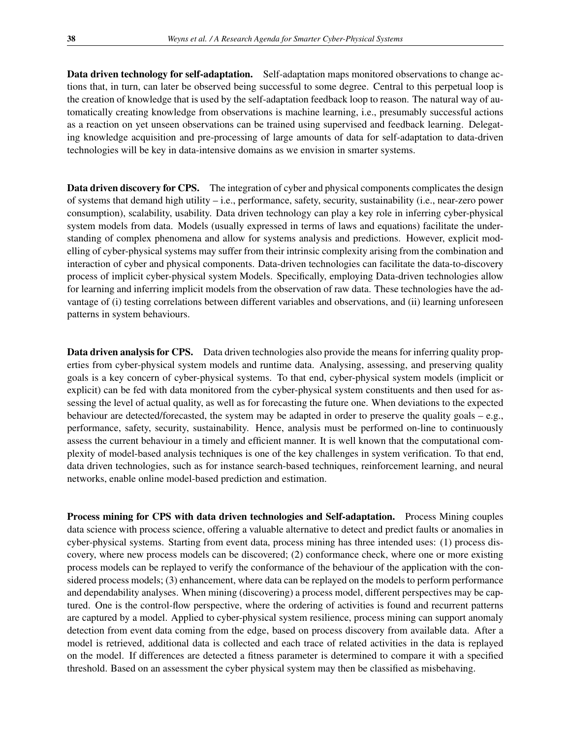**Data driven technology for self-adaptation.** Self-adaptation maps monitored observations to change actions that, in turn, can later be observed being successful to some degree. Central to this perpetual loop is the creation of knowledge that is used by the self-adaptation feedback loop to reason. The natural way of automatically creating knowledge from observations is machine learning, i.e., presumably successful actions as a reaction on yet unseen observations can be trained using supervised and feedback learning. Delegating knowledge acquisition and pre-processing of large amounts of data for self-adaptation to data-driven technologies will be key in data-intensive domains as we envision in smarter systems.

**Data driven discovery for CPS.** The integration of cyber and physical components complicates the design of systems that demand high utility – i.e., performance, safety, security, sustainability (i.e., near-zero power consumption), scalability, usability. Data driven technology can play a key role in inferring cyber-physical system models from data. Models (usually expressed in terms of laws and equations) facilitate the understanding of complex phenomena and allow for systems analysis and predictions. However, explicit modelling of cyber-physical systems may suffer from their intrinsic complexity arising from the combination and interaction of cyber and physical components. Data-driven technologies can facilitate the data-to-discovery process of implicit cyber-physical system Models. Specifically, employing Data-driven technologies allow for learning and inferring implicit models from the observation of raw data. These technologies have the advantage of (i) testing correlations between different variables and observations, and (ii) learning unforeseen patterns in system behaviours.

**Data driven analysis for CPS.** Data driven technologies also provide the means for inferring quality properties from cyber-physical system models and runtime data. Analysing, assessing, and preserving quality goals is a key concern of cyber-physical systems. To that end, cyber-physical system models (implicit or explicit) can be fed with data monitored from the cyber-physical system constituents and then used for assessing the level of actual quality, as well as for forecasting the future one. When deviations to the expected behaviour are detected/forecasted, the system may be adapted in order to preserve the quality goals – e.g., performance, safety, security, sustainability. Hence, analysis must be performed on-line to continuously assess the current behaviour in a timely and efficient manner. It is well known that the computational complexity of model-based analysis techniques is one of the key challenges in system verification. To that end, data driven technologies, such as for instance search-based techniques, reinforcement learning, and neural networks, enable online model-based prediction and estimation.

**Process mining for CPS with data driven technologies and Self-adaptation.** Process Mining couples data science with process science, offering a valuable alternative to detect and predict faults or anomalies in cyber-physical systems. Starting from event data, process mining has three intended uses: (1) process discovery, where new process models can be discovered; (2) conformance check, where one or more existing process models can be replayed to verify the conformance of the behaviour of the application with the considered process models; (3) enhancement, where data can be replayed on the models to perform performance and dependability analyses. When mining (discovering) a process model, different perspectives may be captured. One is the control-flow perspective, where the ordering of activities is found and recurrent patterns are captured by a model. Applied to cyber-physical system resilience, process mining can support anomaly detection from event data coming from the edge, based on process discovery from available data. After a model is retrieved, additional data is collected and each trace of related activities in the data is replayed on the model. If differences are detected a fitness parameter is determined to compare it with a specified threshold. Based on an assessment the cyber physical system may then be classified as misbehaving.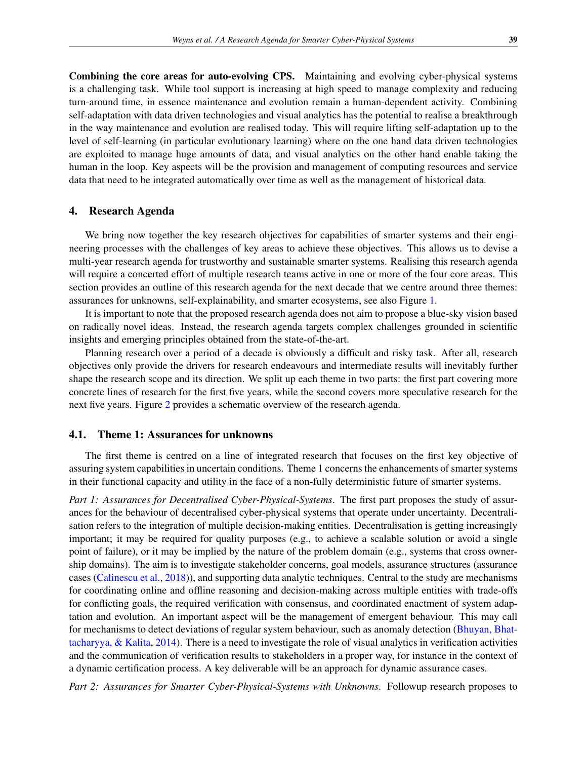**Combining the core areas for auto-evolving CPS.** Maintaining and evolving cyber-physical systems is a challenging task. While tool support is increasing at high speed to manage complexity and reducing turn-around time, in essence maintenance and evolution remain a human-dependent activity. Combining self-adaptation with data driven technologies and visual analytics has the potential to realise a breakthrough in the way maintenance and evolution are realised today. This will require lifting self-adaptation up to the level of self-learning (in particular evolutionary learning) where on the one hand data driven technologies are exploited to manage huge amounts of data, and visual analytics on the other hand enable taking the human in the loop. Key aspects will be the provision and management of computing resources and service data that need to be integrated automatically over time as well as the management of historical data.

## 4. Research Agenda

We bring now together the key research objectives for capabilities of smarter systems and their engineering processes with the challenges of key areas to achieve these objectives. This allows us to devise a multi-year research agenda for trustworthy and sustainable smarter systems. Realising this research agenda will require a concerted effort of multiple research teams active in one or more of the four core areas. This section provides an outline of this research agenda for the next decade that we centre around three themes: assurances for unknowns, self-explainability, and smarter ecosystems, see also Figure 1.

It is important to note that the proposed research agenda does not aim to propose a blue-sky vision based on radically novel ideas. Instead, the research agenda targets complex challenges grounded in scientific insights and emerging principles obtained from the state-of-the-art.

Planning research over a period of a decade is obviously a difficult and risky task. After all, research objectives only provide the drivers for research endeavours and intermediate results will inevitably further shape the research scope and its direction. We split up each theme in two parts: the first part covering more concrete lines of research for the first five years, while the second covers more speculative research for the next five years. Figure 2 provides a schematic overview of the research agenda.

### 4.1. Theme 1: Assurances for unknowns

The first theme is centred on a line of integrated research that focuses on the first key objective of assuring system capabilities in uncertain conditions. Theme 1 concerns the enhancements of smarter systems in their functional capacity and utility in the face of a non-fully deterministic future of smarter systems.

*Part 1: Assurances for Decentralised Cyber-Physical-Systems*. The first part proposes the study of assurances for the behaviour of decentralised cyber-physical systems that operate under uncertainty. Decentralisation refers to the integration of multiple decision-making entities. Decentralisation is getting increasingly important; it may be required for quality purposes (e.g., to achieve a scalable solution or avoid a single point of failure), or it may be implied by the nature of the problem domain (e.g., systems that cross ownership domains). The aim is to investigate stakeholder concerns, goal models, assurance structures (assurance cases (Calinescu et al., 2018)), and supporting data analytic techniques. Central to the study are mechanisms for coordinating online and offline reasoning and decision-making across multiple entities with trade-offs for conflicting goals, the required verification with consensus, and coordinated enactment of system adaptation and evolution. An important aspect will be the management of emergent behaviour. This may call for mechanisms to detect deviations of regular system behaviour, such as anomaly detection (Bhuyan, Bhattacharyya, & Kalita, 2014). There is a need to investigate the role of visual analytics in verification activities and the communication of verification results to stakeholders in a proper way, for instance in the context of a dynamic certification process. A key deliverable will be an approach for dynamic assurance cases.

*Part 2: Assurances for Smarter Cyber-Physical-Systems with Unknowns*. Followup research proposes to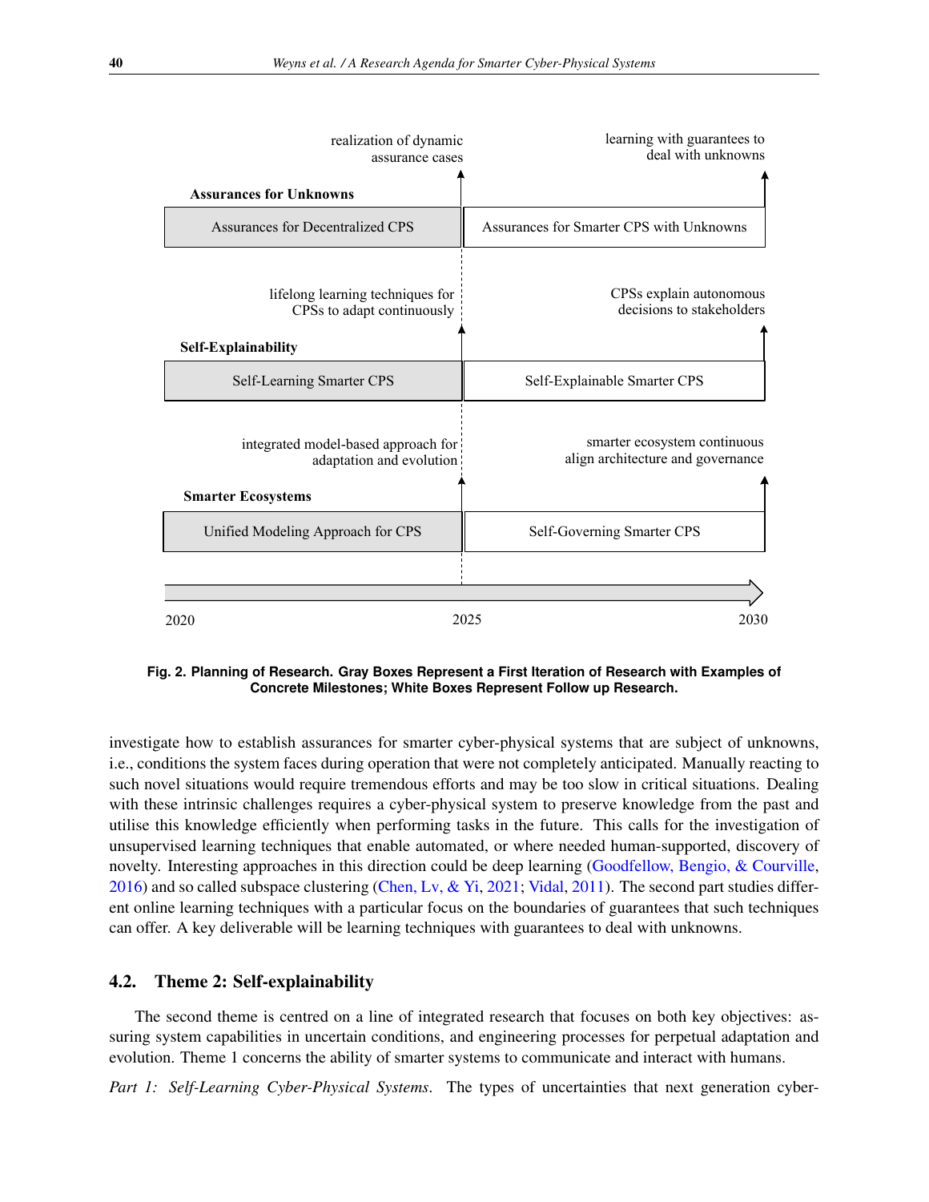realization of dynamic assurance cases

learning with guarantees to deal with unknowns

**Assurances for Unknowns**

| Assurances for Decentralized CPS | Assurances for Smarter CPS with Unknowns |
|---|---|

lifelong learning techniques for CPSs to adapt continuously

CPSs explain autonomous decisions to stakeholders

**Self-Explainability**

| Self-Learning Smarter CPS | Self-Explainable Smarter CPS |
|---|---|

integrated model-based approach for adaptation and evolution

smarter ecosystem continuous align architecture and governance

**Smarter Ecosystems**

| Unified Modeling Approach for CPS | Self-Governing Smarter CPS |
|---|---|

2020 — 2025 — 2030

**Fig. 2. Planning of Research. Gray Boxes Represent a First Iteration of Research with Examples of Concrete Milestones; White Boxes Represent Follow up Research.**

investigate how to establish assurances for smarter cyber-physical systems that are subject of unknowns, i.e., conditions the system faces during operation that were not completely anticipated. Manually reacting to such novel situations would require tremendous efforts and may be too slow in critical situations. Dealing with these intrinsic challenges requires a cyber-physical system to preserve knowledge from the past and utilise this knowledge efficiently when performing tasks in the future. This calls for the investigation of unsupervised learning techniques that enable automated, or where needed human-supported, discovery of novelty. Interesting approaches in this direction could be deep learning (Goodfellow, Bengio, & Courville, 2016) and so called subspace clustering (Chen, Lv, & Yi, 2021; Vidal, 2011). The second part studies different online learning techniques with a particular focus on the boundaries of guarantees that such techniques can offer. A key deliverable will be learning techniques with guarantees to deal with unknowns.

## 4.2. Theme 2: Self-explainability

The second theme is centred on a line of integrated research that focuses on both key objectives: assuring system capabilities in uncertain conditions, and engineering processes for perpetual adaptation and evolution. Theme 1 concerns the ability of smarter systems to communicate and interact with humans.

*Part 1: Self-Learning Cyber-Physical Systems*. The types of uncertainties that next generation cyber-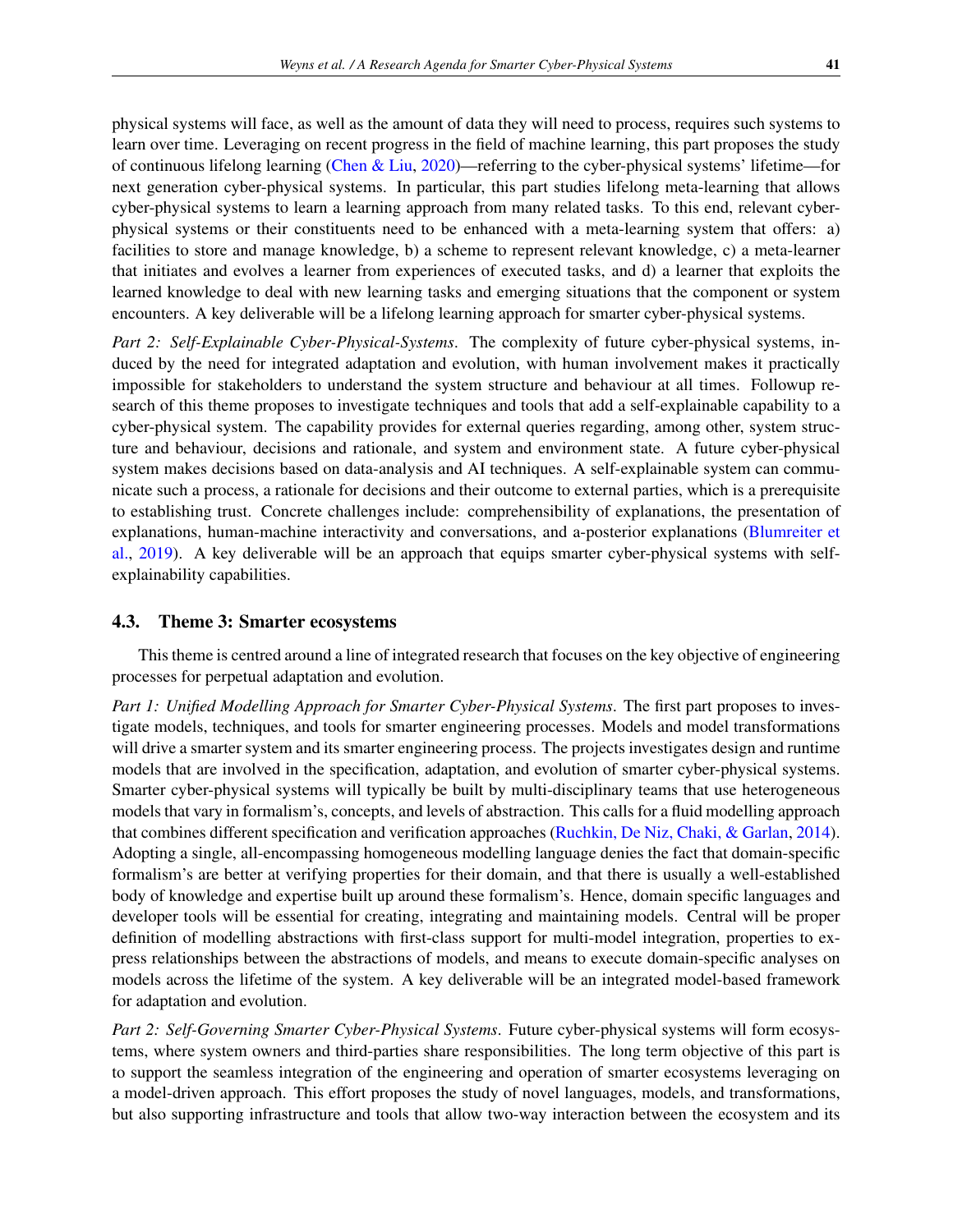physical systems will face, as well as the amount of data they will need to process, requires such systems to learn over time. Leveraging on recent progress in the field of machine learning, this part proposes the study of continuous lifelong learning (Chen & Liu, 2020)—referring to the cyber-physical systems' lifetime—for next generation cyber-physical systems. In particular, this part studies lifelong meta-learning that allows cyber-physical systems to learn a learning approach from many related tasks. To this end, relevant cyber-physical systems or their constituents need to be enhanced with a meta-learning system that offers: a) facilities to store and manage knowledge, b) a scheme to represent relevant knowledge, c) a meta-learner that initiates and evolves a learner from experiences of executed tasks, and d) a learner that exploits the learned knowledge to deal with new learning tasks and emerging situations that the component or system encounters. A key deliverable will be a lifelong learning approach for smarter cyber-physical systems.

*Part 2: Self-Explainable Cyber-Physical-Systems*. The complexity of future cyber-physical systems, induced by the need for integrated adaptation and evolution, with human involvement makes it practically impossible for stakeholders to understand the system structure and behaviour at all times. Followup research of this theme proposes to investigate techniques and tools that add a self-explainable capability to a cyber-physical system. The capability provides for external queries regarding, among other, system structure and behaviour, decisions and rationale, and system and environment state. A future cyber-physical system makes decisions based on data-analysis and AI techniques. A self-explainable system can communicate such a process, a rationale for decisions and their outcome to external parties, which is a prerequisite to establishing trust. Concrete challenges include: comprehensibility of explanations, the presentation of explanations, human-machine interactivity and conversations, and a-posterior explanations (Blumreiter et al., 2019). A key deliverable will be an approach that equips smarter cyber-physical systems with self-explainability capabilities.

### 4.3. Theme 3: Smarter ecosystems

This theme is centred around a line of integrated research that focuses on the key objective of engineering processes for perpetual adaptation and evolution.

*Part 1: Unified Modelling Approach for Smarter Cyber-Physical Systems*. The first part proposes to investigate models, techniques, and tools for smarter engineering processes. Models and model transformations will drive a smarter system and its smarter engineering process. The projects investigates design and runtime models that are involved in the specification, adaptation, and evolution of smarter cyber-physical systems. Smarter cyber-physical systems will typically be built by multi-disciplinary teams that use heterogeneous models that vary in formalism's, concepts, and levels of abstraction. This calls for a fluid modelling approach that combines different specification and verification approaches (Ruchkin, De Niz, Chaki, & Garlan, 2014). Adopting a single, all-encompassing homogeneous modelling language denies the fact that domain-specific formalism's are better at verifying properties for their domain, and that there is usually a well-established body of knowledge and expertise built up around these formalism's. Hence, domain specific languages and developer tools will be essential for creating, integrating and maintaining models. Central will be proper definition of modelling abstractions with first-class support for multi-model integration, properties to express relationships between the abstractions of models, and means to execute domain-specific analyses on models across the lifetime of the system. A key deliverable will be an integrated model-based framework for adaptation and evolution.

*Part 2: Self-Governing Smarter Cyber-Physical Systems*. Future cyber-physical systems will form ecosystems, where system owners and third-parties share responsibilities. The long term objective of this part is to support the seamless integration of the engineering and operation of smarter ecosystems leveraging on a model-driven approach. This effort proposes the study of novel languages, models, and transformations, but also supporting infrastructure and tools that allow two-way interaction between the ecosystem and its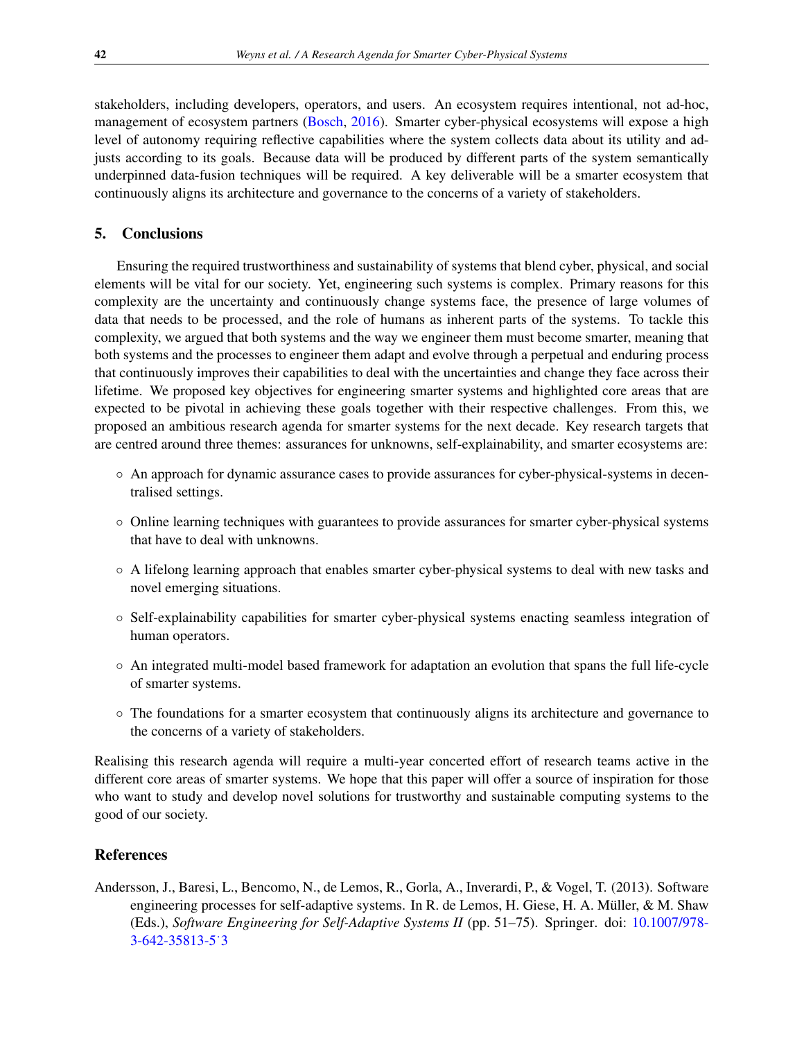stakeholders, including developers, operators, and users. An ecosystem requires intentional, not ad-hoc, management of ecosystem partners (Bosch, 2016). Smarter cyber-physical ecosystems will expose a high level of autonomy requiring reflective capabilities where the system collects data about its utility and adjusts according to its goals. Because data will be produced by different parts of the system semantically underpinned data-fusion techniques will be required. A key deliverable will be a smarter ecosystem that continuously aligns its architecture and governance to the concerns of a variety of stakeholders.

## 5. Conclusions

Ensuring the required trustworthiness and sustainability of systems that blend cyber, physical, and social elements will be vital for our society. Yet, engineering such systems is complex. Primary reasons for this complexity are the uncertainty and continuously change systems face, the presence of large volumes of data that needs to be processed, and the role of humans as inherent parts of the systems. To tackle this complexity, we argued that both systems and the way we engineer them must become smarter, meaning that both systems and the processes to engineer them adapt and evolve through a perpetual and enduring process that continuously improves their capabilities to deal with the uncertainties and change they face across their lifetime. We proposed key objectives for engineering smarter systems and highlighted core areas that are expected to be pivotal in achieving these goals together with their respective challenges. From this, we proposed an ambitious research agenda for smarter systems for the next decade. Key research targets that are centred around three themes: assurances for unknowns, self-explainability, and smarter ecosystems are:

- An approach for dynamic assurance cases to provide assurances for cyber-physical-systems in decentralised settings.
- Online learning techniques with guarantees to provide assurances for smarter cyber-physical systems that have to deal with unknowns.
- A lifelong learning approach that enables smarter cyber-physical systems to deal with new tasks and novel emerging situations.
- Self-explainability capabilities for smarter cyber-physical systems enacting seamless integration of human operators.
- An integrated multi-model based framework for adaptation an evolution that spans the full life-cycle of smarter systems.
- The foundations for a smarter ecosystem that continuously aligns its architecture and governance to the concerns of a variety of stakeholders.

Realising this research agenda will require a multi-year concerted effort of research teams active in the different core areas of smarter systems. We hope that this paper will offer a source of inspiration for those who want to study and develop novel solutions for trustworthy and sustainable computing systems to the good of our society.

## References

Andersson, J., Baresi, L., Bencomo, N., de Lemos, R., Gorla, A., Inverardi, P., & Vogel, T. (2013). Software engineering processes for self-adaptive systems. In R. de Lemos, H. Giese, H. A. Müller, & M. Shaw (Eds.), *Software Engineering for Self-Adaptive Systems II* (pp. 51–75). Springer. doi: 10.1007/978-3-642-35813-5˙3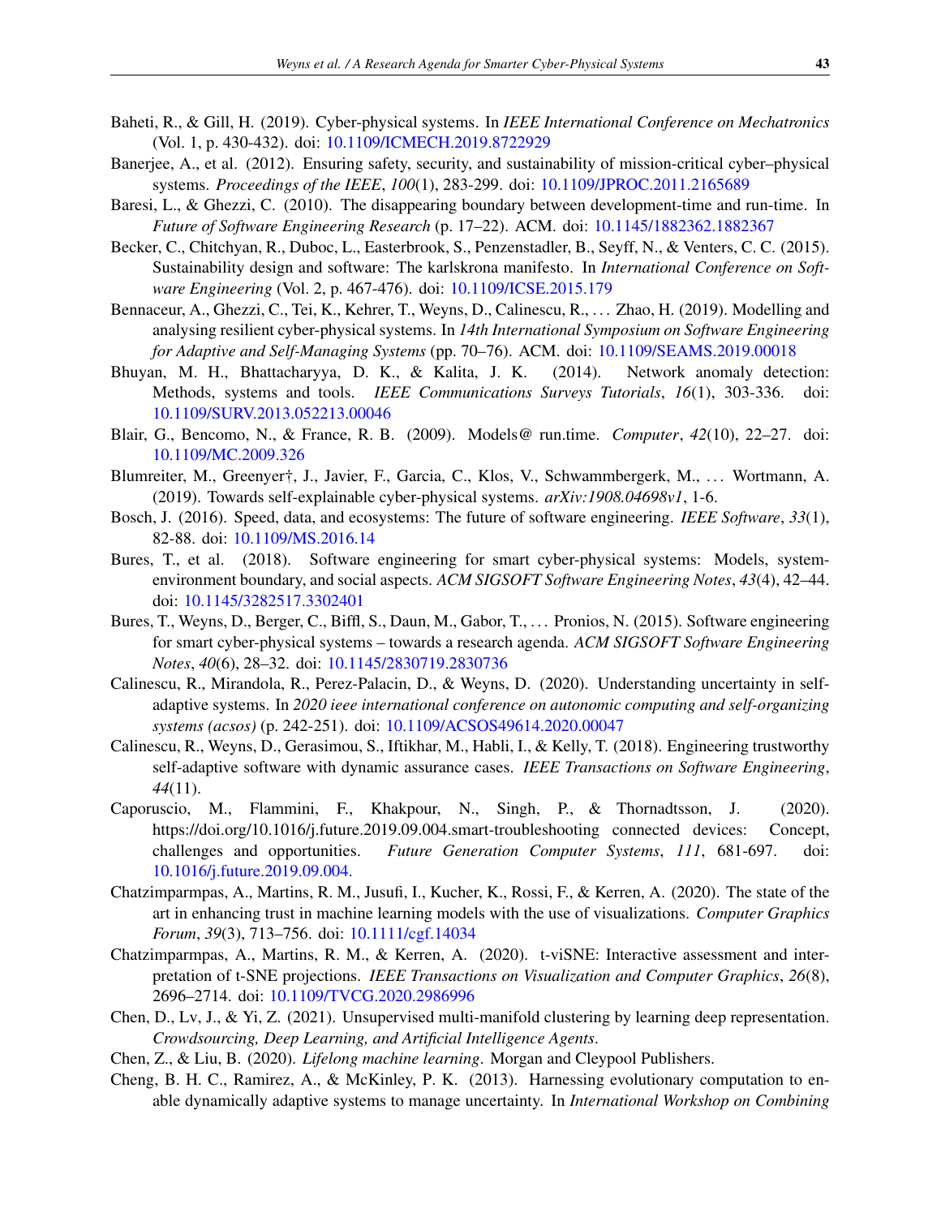Baheti, R., & Gill, H. (2019). Cyber-physical systems. In *IEEE International Conference on Mechatronics* (Vol. 1, p. 430-432). doi: 10.1109/ICMECH.2019.8722929

Banerjee, A., et al. (2012). Ensuring safety, security, and sustainability of mission-critical cyber–physical systems. *Proceedings of the IEEE*, *100*(1), 283-299. doi: 10.1109/JPROC.2011.2165689

Baresi, L., & Ghezzi, C. (2010). The disappearing boundary between development-time and run-time. In *Future of Software Engineering Research* (p. 17–22). ACM. doi: 10.1145/1882362.1882367

Becker, C., Chitchyan, R., Duboc, L., Easterbrook, S., Penzenstadler, B., Seyff, N., & Venters, C. C. (2015). Sustainability design and software: The karlskrona manifesto. In *International Conference on Software Engineering* (Vol. 2, p. 467-476). doi: 10.1109/ICSE.2015.179

Bennaceur, A., Ghezzi, C., Tei, K., Kehrer, T., Weyns, D., Calinescu, R., … Zhao, H. (2019). Modelling and analysing resilient cyber-physical systems. In *14th International Symposium on Software Engineering for Adaptive and Self-Managing Systems* (pp. 70–76). ACM. doi: 10.1109/SEAMS.2019.00018

Bhuyan, M. H., Bhattacharyya, D. K., & Kalita, J. K. (2014). Network anomaly detection: Methods, systems and tools. *IEEE Communications Surveys Tutorials*, *16*(1), 303-336. doi: 10.1109/SURV.2013.052213.00046

Blair, G., Bencomo, N., & France, R. B. (2009). Models@ run.time. *Computer*, *42*(10), 22–27. doi: 10.1109/MC.2009.326

Blumreiter, M., Greenyer†, J., Javier, F., Garcia, C., Klos, V., Schwammbergerk, M., … Wortmann, A. (2019). Towards self-explainable cyber-physical systems. *arXiv:1908.04698v1*, 1-6.

Bosch, J. (2016). Speed, data, and ecosystems: The future of software engineering. *IEEE Software*, *33*(1), 82-88. doi: 10.1109/MS.2016.14

Bures, T., et al. (2018). Software engineering for smart cyber-physical systems: Models, system-environment boundary, and social aspects. *ACM SIGSOFT Software Engineering Notes*, *43*(4), 42–44. doi: 10.1145/3282517.3302401

Bures, T., Weyns, D., Berger, C., Biffl, S., Daun, M., Gabor, T., … Pronios, N. (2015). Software engineering for smart cyber-physical systems – towards a research agenda. *ACM SIGSOFT Software Engineering Notes*, *40*(6), 28–32. doi: 10.1145/2830719.2830736

Calinescu, R., Mirandola, R., Perez-Palacin, D., & Weyns, D. (2020). Understanding uncertainty in self-adaptive systems. In *2020 ieee international conference on autonomic computing and self-organizing systems (acsos)* (p. 242-251). doi: 10.1109/ACSOS49614.2020.00047

Calinescu, R., Weyns, D., Gerasimou, S., Iftikhar, M., Habli, I., & Kelly, T. (2018). Engineering trustworthy self-adaptive software with dynamic assurance cases. *IEEE Transactions on Software Engineering*, *44*(11).

Caporuscio, M., Flammini, F., Khakpour, N., Singh, P., & Thornadtsson, J. (2020). https://doi.org/10.1016/j.future.2019.09.004.smart-troubleshooting connected devices: Concept, challenges and opportunities. *Future Generation Computer Systems*, *111*, 681-697. doi: 10.1016/j.future.2019.09.004.

Chatzimparmpas, A., Martins, R. M., Jusufi, I., Kucher, K., Rossi, F., & Kerren, A. (2020). The state of the art in enhancing trust in machine learning models with the use of visualizations. *Computer Graphics Forum*, *39*(3), 713–756. doi: 10.1111/cgf.14034

Chatzimparmpas, A., Martins, R. M., & Kerren, A. (2020). t-viSNE: Interactive assessment and interpretation of t-SNE projections. *IEEE Transactions on Visualization and Computer Graphics*, *26*(8), 2696–2714. doi: 10.1109/TVCG.2020.2986996

Chen, D., Lv, J., & Yi, Z. (2021). Unsupervised multi-manifold clustering by learning deep representation. *Crowdsourcing, Deep Learning, and Artificial Intelligence Agents*.

Chen, Z., & Liu, B. (2020). *Lifelong machine learning*. Morgan and Cleypool Publishers.

Cheng, B. H. C., Ramirez, A., & McKinley, P. K. (2013). Harnessing evolutionary computation to enable dynamically adaptive systems to manage uncertainty. In *International Workshop on Combining*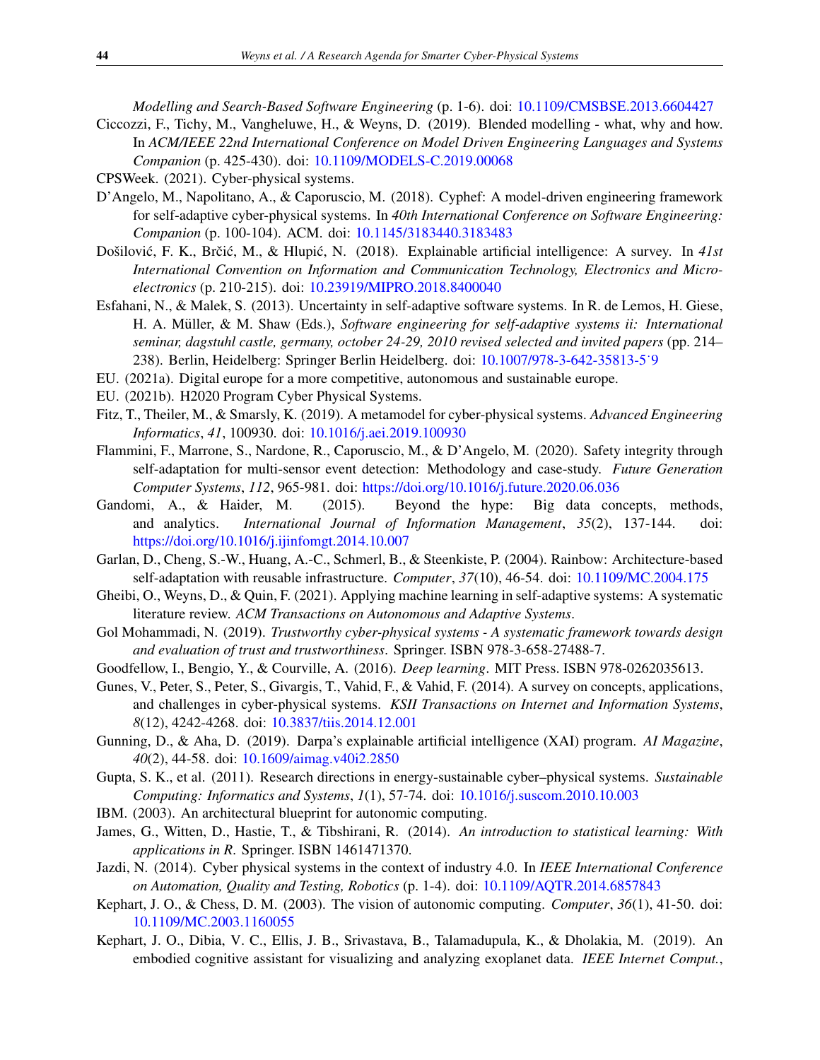*Modelling and Search-Based Software Engineering* (p. 1-6). doi: 10.1109/CMSBSE.2013.6604427

Ciccozzi, F., Tichy, M., Vangheluwe, H., & Weyns, D. (2019). Blended modelling - what, why and how. In *ACM/IEEE 22nd International Conference on Model Driven Engineering Languages and Systems Companion* (p. 425-430). doi: 10.1109/MODELS-C.2019.00068

CPSWeek. (2021). Cyber-physical systems.

D'Angelo, M., Napolitano, A., & Caporuscio, M. (2018). Cyphef: A model-driven engineering framework for self-adaptive cyber-physical systems. In *40th International Conference on Software Engineering: Companion* (p. 100-104). ACM. doi: 10.1145/3183440.3183483

Došilović, F. K., Brčić, M., & Hlupić, N. (2018). Explainable artificial intelligence: A survey. In *41st International Convention on Information and Communication Technology, Electronics and Microelectronics* (p. 210-215). doi: 10.23919/MIPRO.2018.8400040

Esfahani, N., & Malek, S. (2013). Uncertainty in self-adaptive software systems. In R. de Lemos, H. Giese, H. A. Müller, & M. Shaw (Eds.), *Software engineering for self-adaptive systems ii: International seminar, dagstuhl castle, germany, october 24-29, 2010 revised selected and invited papers* (pp. 214–238). Berlin, Heidelberg: Springer Berlin Heidelberg. doi: 10.1007/978-3-642-35813-5˙9

EU. (2021a). Digital europe for a more competitive, autonomous and sustainable europe.

EU. (2021b). H2020 Program Cyber Physical Systems.

Fitz, T., Theiler, M., & Smarsly, K. (2019). A metamodel for cyber-physical systems. *Advanced Engineering Informatics*, *41*, 100930. doi: 10.1016/j.aei.2019.100930

Flammini, F., Marrone, S., Nardone, R., Caporuscio, M., & D'Angelo, M. (2020). Safety integrity through self-adaptation for multi-sensor event detection: Methodology and case-study. *Future Generation Computer Systems*, *112*, 965-981. doi: https://doi.org/10.1016/j.future.2020.06.036

Gandomi, A., & Haider, M. (2015). Beyond the hype: Big data concepts, methods, and analytics. *International Journal of Information Management*, *35*(2), 137-144. doi: https://doi.org/10.1016/j.ijinfomgt.2014.10.007

Garlan, D., Cheng, S.-W., Huang, A.-C., Schmerl, B., & Steenkiste, P. (2004). Rainbow: Architecture-based self-adaptation with reusable infrastructure. *Computer*, *37*(10), 46-54. doi: 10.1109/MC.2004.175

Gheibi, O., Weyns, D., & Quin, F. (2021). Applying machine learning in self-adaptive systems: A systematic literature review. *ACM Transactions on Autonomous and Adaptive Systems*.

Gol Mohammadi, N. (2019). *Trustworthy cyber-physical systems - A systematic framework towards design and evaluation of trust and trustworthiness*. Springer. ISBN 978-3-658-27488-7.

Goodfellow, I., Bengio, Y., & Courville, A. (2016). *Deep learning*. MIT Press. ISBN 978-0262035613.

Gunes, V., Peter, S., Peter, S., Givargis, T., Vahid, F., & Vahid, F. (2014). A survey on concepts, applications, and challenges in cyber-physical systems. *KSII Transactions on Internet and Information Systems*, *8*(12), 4242-4268. doi: 10.3837/tiis.2014.12.001

Gunning, D., & Aha, D. (2019). Darpa's explainable artificial intelligence (XAI) program. *AI Magazine*, *40*(2), 44-58. doi: 10.1609/aimag.v40i2.2850

Gupta, S. K., et al. (2011). Research directions in energy-sustainable cyber–physical systems. *Sustainable Computing: Informatics and Systems*, *1*(1), 57-74. doi: 10.1016/j.suscom.2010.10.003

IBM. (2003). An architectural blueprint for autonomic computing.

James, G., Witten, D., Hastie, T., & Tibshirani, R. (2014). *An introduction to statistical learning: With applications in R*. Springer. ISBN 1461471370.

Jazdi, N. (2014). Cyber physical systems in the context of industry 4.0. In *IEEE International Conference on Automation, Quality and Testing, Robotics* (p. 1-4). doi: 10.1109/AQTR.2014.6857843

Kephart, J. O., & Chess, D. M. (2003). The vision of autonomic computing. *Computer*, *36*(1), 41-50. doi: 10.1109/MC.2003.1160055

Kephart, J. O., Dibia, V. C., Ellis, J. B., Srivastava, B., Talamadupula, K., & Dholakia, M. (2019). An embodied cognitive assistant for visualizing and analyzing exoplanet data. *IEEE Internet Comput.*,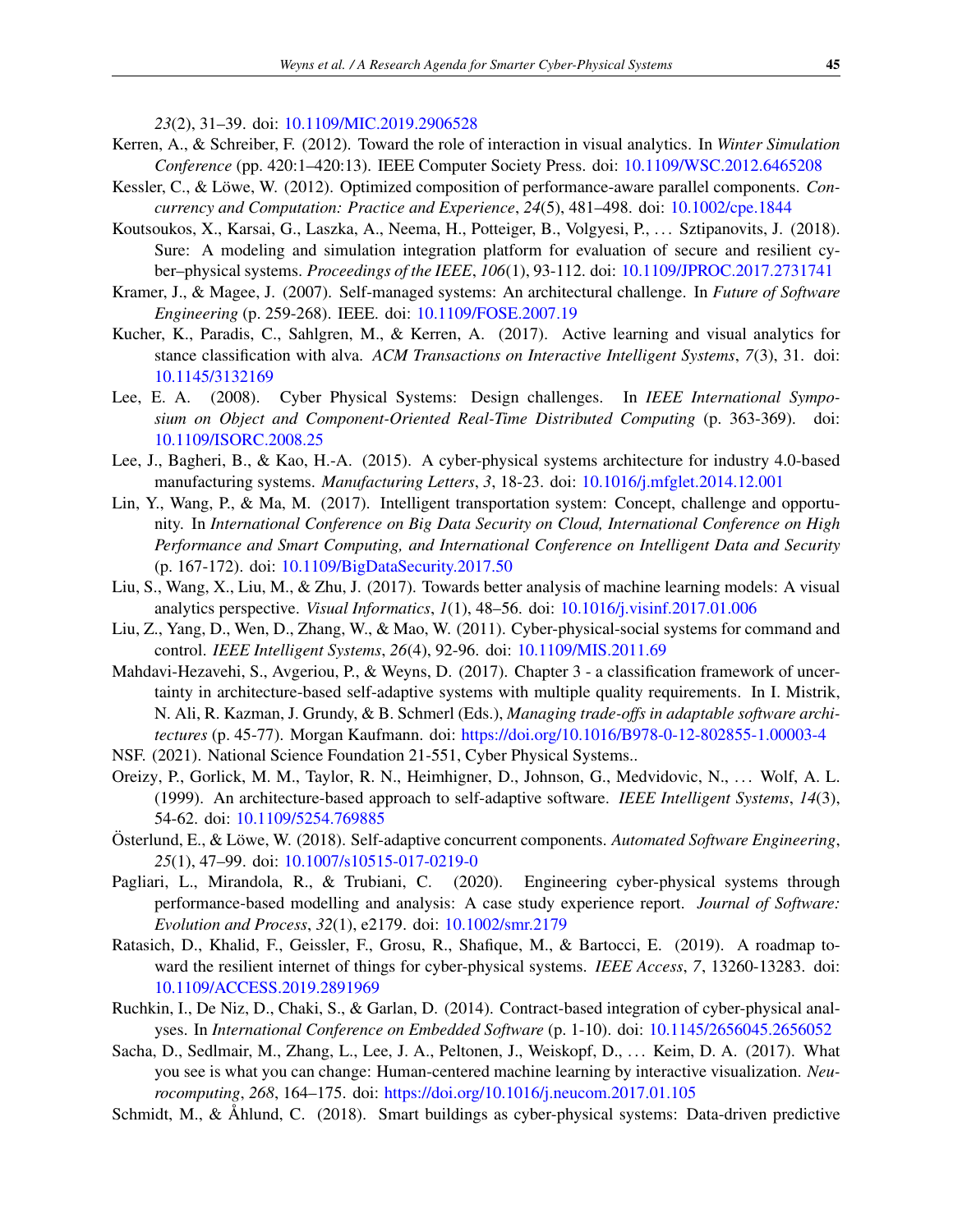*23*(2), 31–39. doi: 10.1109/MIC.2019.2906528

Kerren, A., & Schreiber, F. (2012). Toward the role of interaction in visual analytics. In *Winter Simulation Conference* (pp. 420:1–420:13). IEEE Computer Society Press. doi: 10.1109/WSC.2012.6465208

Kessler, C., & Löwe, W. (2012). Optimized composition of performance-aware parallel components. *Concurrency and Computation: Practice and Experience*, *24*(5), 481–498. doi: 10.1002/cpe.1844

Koutsoukos, X., Karsai, G., Laszka, A., Neema, H., Potteiger, B., Volgyesi, P., ... Sztipanovits, J. (2018). Sure: A modeling and simulation integration platform for evaluation of secure and resilient cyber–physical systems. *Proceedings of the IEEE*, *106*(1), 93-112. doi: 10.1109/JPROC.2017.2731741

Kramer, J., & Magee, J. (2007). Self-managed systems: An architectural challenge. In *Future of Software Engineering* (p. 259-268). IEEE. doi: 10.1109/FOSE.2007.19

Kucher, K., Paradis, C., Sahlgren, M., & Kerren, A. (2017). Active learning and visual analytics for stance classification with alva. *ACM Transactions on Interactive Intelligent Systems*, *7*(3), 31. doi: 10.1145/3132169

Lee, E. A. (2008). Cyber Physical Systems: Design challenges. In *IEEE International Symposium on Object and Component-Oriented Real-Time Distributed Computing* (p. 363-369). doi: 10.1109/ISORC.2008.25

Lee, J., Bagheri, B., & Kao, H.-A. (2015). A cyber-physical systems architecture for industry 4.0-based manufacturing systems. *Manufacturing Letters*, *3*, 18-23. doi: 10.1016/j.mfglet.2014.12.001

Lin, Y., Wang, P., & Ma, M. (2017). Intelligent transportation system: Concept, challenge and opportunity. In *International Conference on Big Data Security on Cloud, International Conference on High Performance and Smart Computing, and International Conference on Intelligent Data and Security* (p. 167-172). doi: 10.1109/BigDataSecurity.2017.50

Liu, S., Wang, X., Liu, M., & Zhu, J. (2017). Towards better analysis of machine learning models: A visual analytics perspective. *Visual Informatics*, *1*(1), 48–56. doi: 10.1016/j.visinf.2017.01.006

Liu, Z., Yang, D., Wen, D., Zhang, W., & Mao, W. (2011). Cyber-physical-social systems for command and control. *IEEE Intelligent Systems*, *26*(4), 92-96. doi: 10.1109/MIS.2011.69

Mahdavi-Hezavehi, S., Avgeriou, P., & Weyns, D. (2017). Chapter 3 - a classification framework of uncertainty in architecture-based self-adaptive systems with multiple quality requirements. In I. Mistrik, N. Ali, R. Kazman, J. Grundy, & B. Schmerl (Eds.), *Managing trade-offs in adaptable software architectures* (p. 45-77). Morgan Kaufmann. doi: https://doi.org/10.1016/B978-0-12-802855-1.00003-4

NSF. (2021). National Science Foundation 21-551, Cyber Physical Systems..

Oreizy, P., Gorlick, M. M., Taylor, R. N., Heimhigner, D., Johnson, G., Medvidovic, N., ... Wolf, A. L. (1999). An architecture-based approach to self-adaptive software. *IEEE Intelligent Systems*, *14*(3), 54-62. doi: 10.1109/5254.769885

Österlund, E., & Löwe, W. (2018). Self-adaptive concurrent components. *Automated Software Engineering*, *25*(1), 47–99. doi: 10.1007/s10515-017-0219-0

Pagliari, L., Mirandola, R., & Trubiani, C. (2020). Engineering cyber-physical systems through performance-based modelling and analysis: A case study experience report. *Journal of Software: Evolution and Process*, *32*(1), e2179. doi: 10.1002/smr.2179

Ratasich, D., Khalid, F., Geissler, F., Grosu, R., Shafique, M., & Bartocci, E. (2019). A roadmap toward the resilient internet of things for cyber-physical systems. *IEEE Access*, *7*, 13260-13283. doi: 10.1109/ACCESS.2019.2891969

Ruchkin, I., De Niz, D., Chaki, S., & Garlan, D. (2014). Contract-based integration of cyber-physical analyses. In *International Conference on Embedded Software* (p. 1-10). doi: 10.1145/2656045.2656052

Sacha, D., Sedlmair, M., Zhang, L., Lee, J. A., Peltonen, J., Weiskopf, D., ... Keim, D. A. (2017). What you see is what you can change: Human-centered machine learning by interactive visualization. *Neurocomputing*, *268*, 164–175. doi: https://doi.org/10.1016/j.neucom.2017.01.105

Schmidt, M., & Åhlund, C. (2018). Smart buildings as cyber-physical systems: Data-driven predictive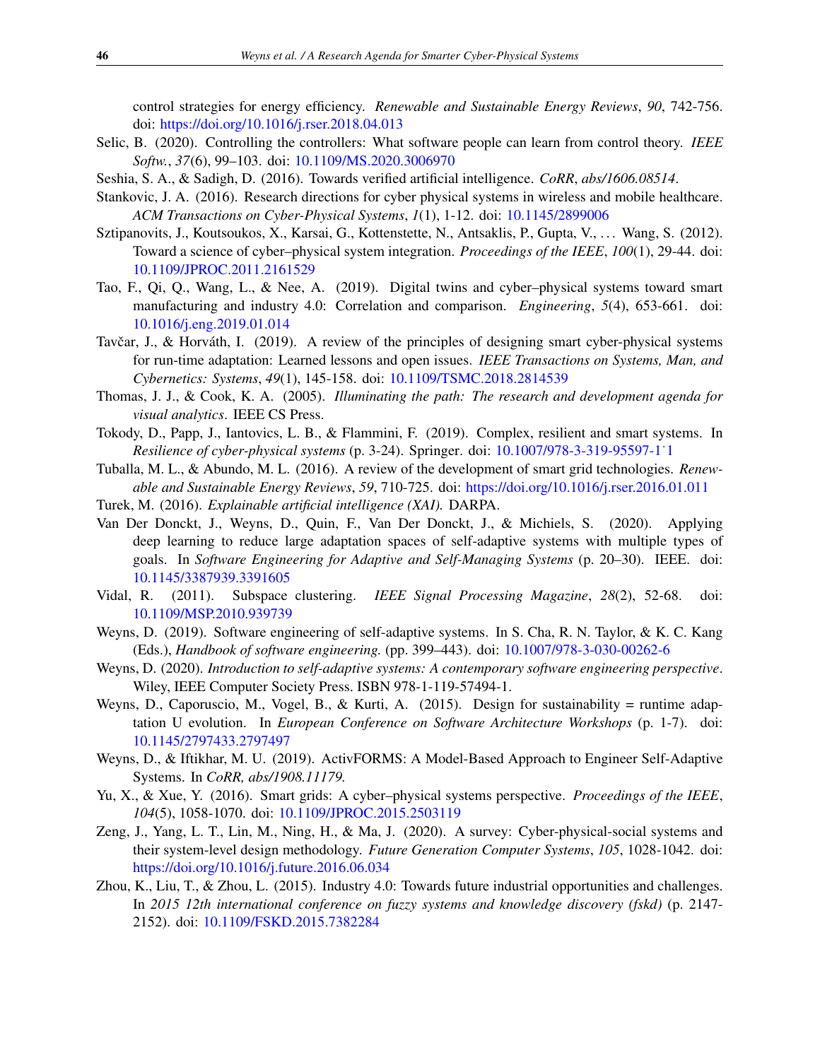control strategies for energy efficiency. *Renewable and Sustainable Energy Reviews*, *90*, 742-756. doi: https://doi.org/10.1016/j.rser.2018.04.013

Selic, B. (2020). Controlling the controllers: What software people can learn from control theory. *IEEE Softw.*, *37*(6), 99–103. doi: 10.1109/MS.2020.3006970

Seshia, S. A., & Sadigh, D. (2016). Towards verified artificial intelligence. *CoRR*, *abs/1606.08514*.

Stankovic, J. A. (2016). Research directions for cyber physical systems in wireless and mobile healthcare. *ACM Transactions on Cyber-Physical Systems*, *1*(1), 1-12. doi: 10.1145/2899006

Sztipanovits, J., Koutsoukos, X., Karsai, G., Kottenstette, N., Antsaklis, P., Gupta, V., ... Wang, S. (2012). Toward a science of cyber–physical system integration. *Proceedings of the IEEE*, *100*(1), 29-44. doi: 10.1109/JPROC.2011.2161529

Tao, F., Qi, Q., Wang, L., & Nee, A. (2019). Digital twins and cyber–physical systems toward smart manufacturing and industry 4.0: Correlation and comparison. *Engineering*, *5*(4), 653-661. doi: 10.1016/j.eng.2019.01.014

Tavčar, J., & Horváth, I. (2019). A review of the principles of designing smart cyber-physical systems for run-time adaptation: Learned lessons and open issues. *IEEE Transactions on Systems, Man, and Cybernetics: Systems*, *49*(1), 145-158. doi: 10.1109/TSMC.2018.2814539

Thomas, J. J., & Cook, K. A. (2005). *Illuminating the path: The research and development agenda for visual analytics*. IEEE CS Press.

Tokody, D., Papp, J., Iantovics, L. B., & Flammini, F. (2019). Complex, resilient and smart systems. In *Resilience of cyber-physical systems* (p. 3-24). Springer. doi: 10.1007/978-3-319-95597-1˙1

Tuballa, M. L., & Abundo, M. L. (2016). A review of the development of smart grid technologies. *Renewable and Sustainable Energy Reviews*, *59*, 710-725. doi: https://doi.org/10.1016/j.rser.2016.01.011

Turek, M. (2016). *Explainable artificial intelligence (XAI).* DARPA.

Van Der Donckt, J., Weyns, D., Quin, F., Van Der Donckt, J., & Michiels, S. (2020). Applying deep learning to reduce large adaptation spaces of self-adaptive systems with multiple types of goals. In *Software Engineering for Adaptive and Self-Managing Systems* (p. 20–30). IEEE. doi: 10.1145/3387939.3391605

Vidal, R. (2011). Subspace clustering. *IEEE Signal Processing Magazine*, *28*(2), 52-68. doi: 10.1109/MSP.2010.939739

Weyns, D. (2019). Software engineering of self-adaptive systems. In S. Cha, R. N. Taylor, & K. C. Kang (Eds.), *Handbook of software engineering.* (pp. 399–443). doi: 10.1007/978-3-030-00262-6

Weyns, D. (2020). *Introduction to self-adaptive systems: A contemporary software engineering perspective*. Wiley, IEEE Computer Society Press. ISBN 978-1-119-57494-1.

Weyns, D., Caporuscio, M., Vogel, B., & Kurti, A. (2015). Design for sustainability = runtime adaptation U evolution. In *European Conference on Software Architecture Workshops* (p. 1-7). doi: 10.1145/2797433.2797497

Weyns, D., & Iftikhar, M. U. (2019). ActivFORMS: A Model-Based Approach to Engineer Self-Adaptive Systems. In *CoRR, abs/1908.11179.*

Yu, X., & Xue, Y. (2016). Smart grids: A cyber–physical systems perspective. *Proceedings of the IEEE*, *104*(5), 1058-1070. doi: 10.1109/JPROC.2015.2503119

Zeng, J., Yang, L. T., Lin, M., Ning, H., & Ma, J. (2020). A survey: Cyber-physical-social systems and their system-level design methodology. *Future Generation Computer Systems*, *105*, 1028-1042. doi: https://doi.org/10.1016/j.future.2016.06.034

Zhou, K., Liu, T., & Zhou, L. (2015). Industry 4.0: Towards future industrial opportunities and challenges. In *2015 12th international conference on fuzzy systems and knowledge discovery (fskd)* (p. 2147-2152). doi: 10.1109/FSKD.2015.7382284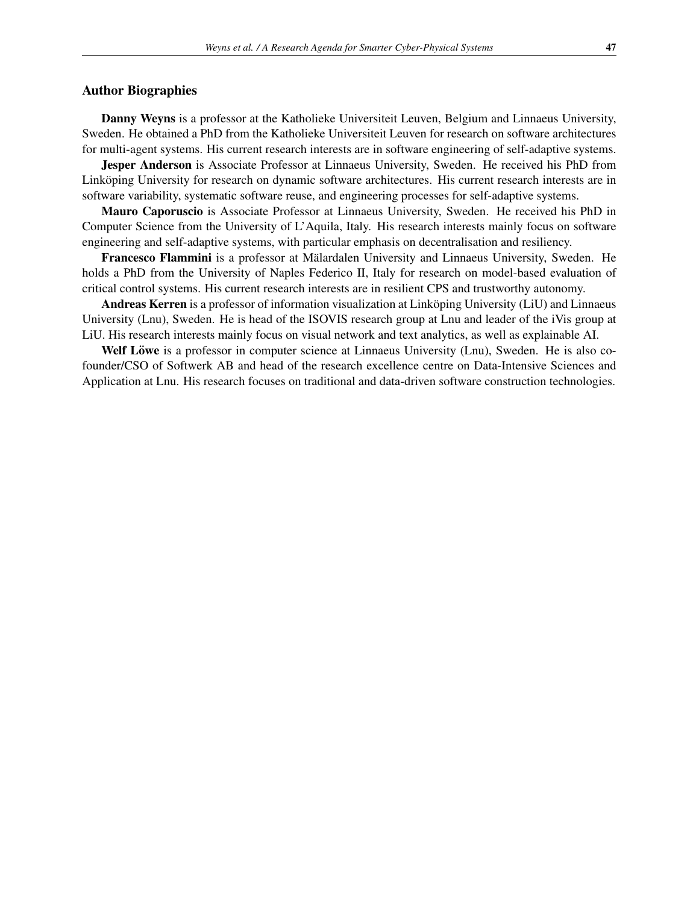## Author Biographies

**Danny Weyns** is a professor at the Katholieke Universiteit Leuven, Belgium and Linnaeus University, Sweden. He obtained a PhD from the Katholieke Universiteit Leuven for research on software architectures for multi-agent systems. His current research interests are in software engineering of self-adaptive systems.

**Jesper Anderson** is Associate Professor at Linnaeus University, Sweden. He received his PhD from Linköping University for research on dynamic software architectures. His current research interests are in software variability, systematic software reuse, and engineering processes for self-adaptive systems.

**Mauro Caporuscio** is Associate Professor at Linnaeus University, Sweden. He received his PhD in Computer Science from the University of L'Aquila, Italy. His research interests mainly focus on software engineering and self-adaptive systems, with particular emphasis on decentralisation and resiliency.

**Francesco Flammini** is a professor at Mälardalen University and Linnaeus University, Sweden. He holds a PhD from the University of Naples Federico II, Italy for research on model-based evaluation of critical control systems. His current research interests are in resilient CPS and trustworthy autonomy.

**Andreas Kerren** is a professor of information visualization at Linköping University (LiU) and Linnaeus University (Lnu), Sweden. He is head of the ISOVIS research group at Lnu and leader of the iVis group at LiU. His research interests mainly focus on visual network and text analytics, as well as explainable AI.

**Welf Löwe** is a professor in computer science at Linnaeus University (Lnu), Sweden. He is also co-founder/CSO of Softwerk AB and head of the research excellence centre on Data-Intensive Sciences and Application at Lnu. His research focuses on traditional and data-driven software construction technologies.